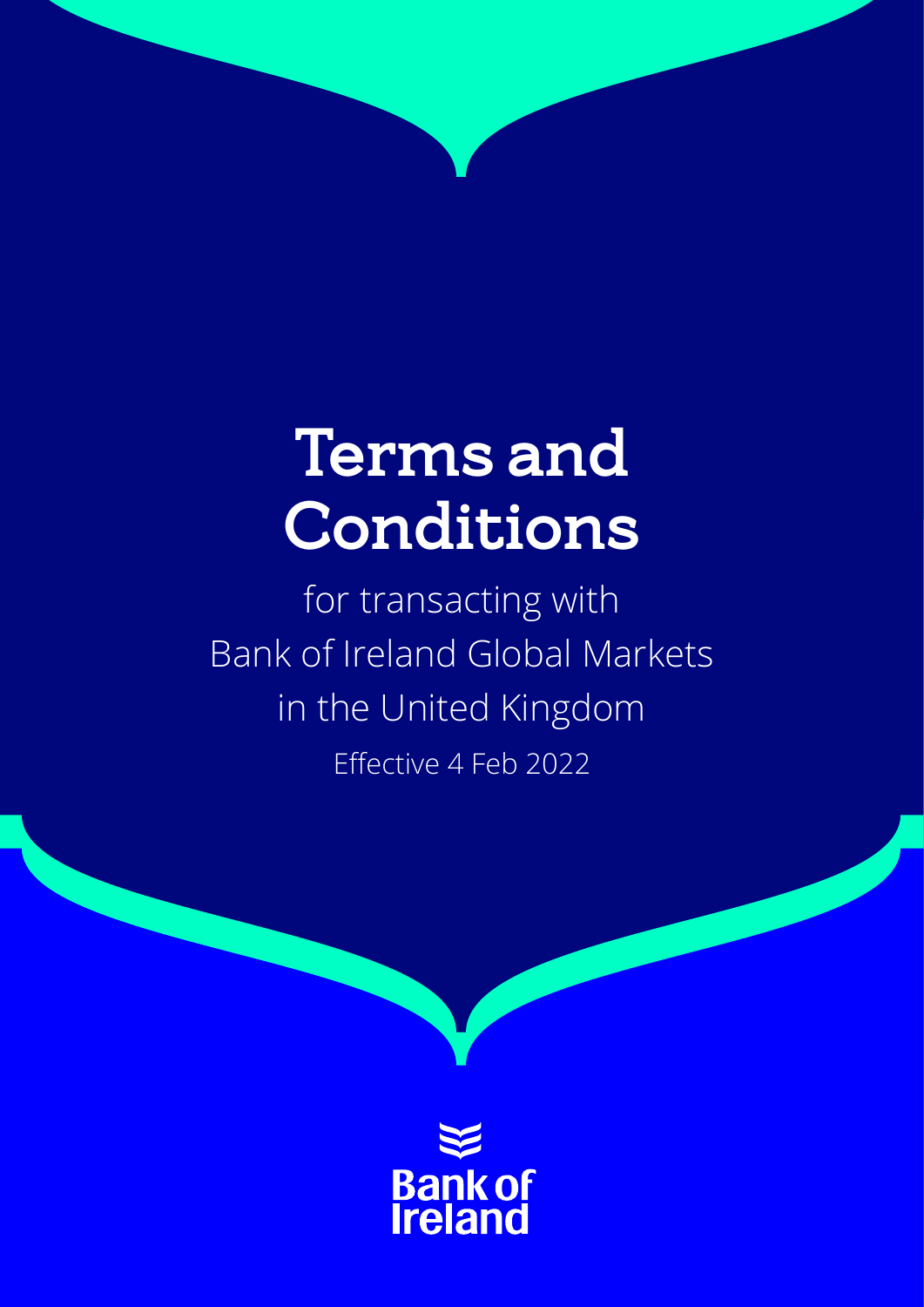# Terms and Conditions

for transacting with
Bank of Ireland Global Markets
in the United Kingdom

Effective 4 Feb 2022

Bank of Ireland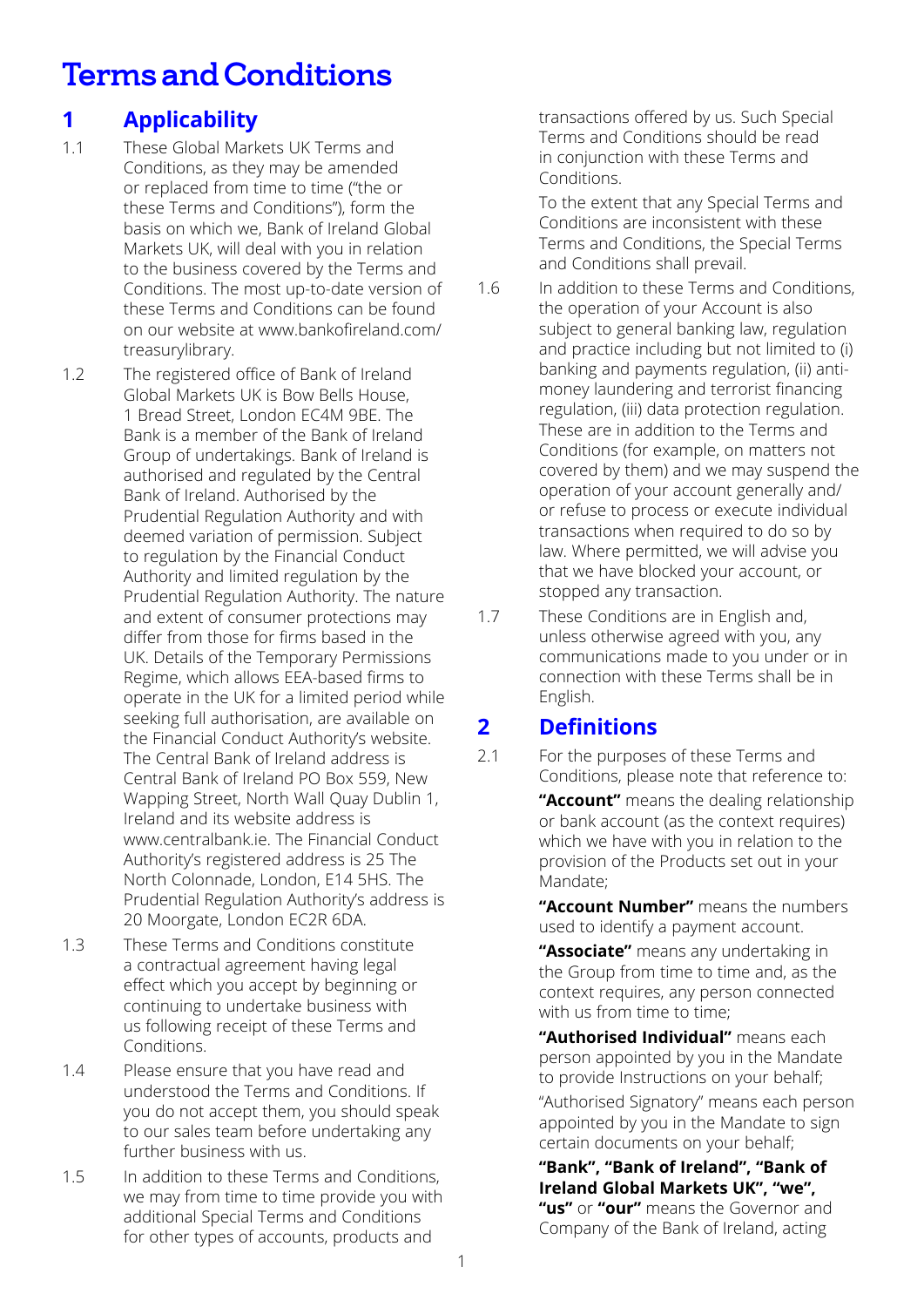# Terms and Conditions

## 1 Applicability

1.1 These Global Markets UK Terms and Conditions, as they may be amended or replaced from time to time ("the or these Terms and Conditions"), form the basis on which we, Bank of Ireland Global Markets UK, will deal with you in relation to the business covered by the Terms and Conditions. The most up-to-date version of these Terms and Conditions can be found on our website at www.bankofireland.com/treasurylibrary.

1.2 The registered office of Bank of Ireland Global Markets UK is Bow Bells House, 1 Bread Street, London EC4M 9BE. The Bank is a member of the Bank of Ireland Group of undertakings. Bank of Ireland is authorised and regulated by the Central Bank of Ireland. Authorised by the Prudential Regulation Authority and with deemed variation of permission. Subject to regulation by the Financial Conduct Authority and limited regulation by the Prudential Regulation Authority. The nature and extent of consumer protections may differ from those for firms based in the UK. Details of the Temporary Permissions Regime, which allows EEA-based firms to operate in the UK for a limited period while seeking full authorisation, are available on the Financial Conduct Authority's website. The Central Bank of Ireland address is Central Bank of Ireland PO Box 559, New Wapping Street, North Wall Quay Dublin 1, Ireland and its website address is www.centralbank.ie. The Financial Conduct Authority's registered address is 25 The North Colonnade, London, E14 5HS. The Prudential Regulation Authority's address is 20 Moorgate, London EC2R 6DA.

1.3 These Terms and Conditions constitute a contractual agreement having legal effect which you accept by beginning or continuing to undertake business with us following receipt of these Terms and Conditions.

1.4 Please ensure that you have read and understood the Terms and Conditions. If you do not accept them, you should speak to our sales team before undertaking any further business with us.

1.5 In addition to these Terms and Conditions, we may from time to time provide you with additional Special Terms and Conditions for other types of accounts, products and transactions offered by us. Such Special Terms and Conditions should be read in conjunction with these Terms and Conditions.

To the extent that any Special Terms and Conditions are inconsistent with these Terms and Conditions, the Special Terms and Conditions shall prevail.

1.6 In addition to these Terms and Conditions, the operation of your Account is also subject to general banking law, regulation and practice including but not limited to (i) banking and payments regulation, (ii) anti-money laundering and terrorist financing regulation, (iii) data protection regulation. These are in addition to the Terms and Conditions (for example, on matters not covered by them) and we may suspend the operation of your account generally and/or refuse to process or execute individual transactions when required to do so by law. Where permitted, we will advise you that we have blocked your account, or stopped any transaction.

1.7 These Conditions are in English and, unless otherwise agreed with you, any communications made to you under or in connection with these Terms shall be in English.

## 2 Definitions

2.1 For the purposes of these Terms and Conditions, please note that reference to:

**"Account"** means the dealing relationship or bank account (as the context requires) which we have with you in relation to the provision of the Products set out in your Mandate;

**"Account Number"** means the numbers used to identify a payment account.

**"Associate"** means any undertaking in the Group from time to time and, as the context requires, any person connected with us from time to time;

**"Authorised Individual"** means each person appointed by you in the Mandate to provide Instructions on your behalf;

"Authorised Signatory" means each person appointed by you in the Mandate to sign certain documents on your behalf;

**"Bank", "Bank of Ireland", "Bank of Ireland Global Markets UK", "we", "us"** or **"our"** means the Governor and Company of the Bank of Ireland, acting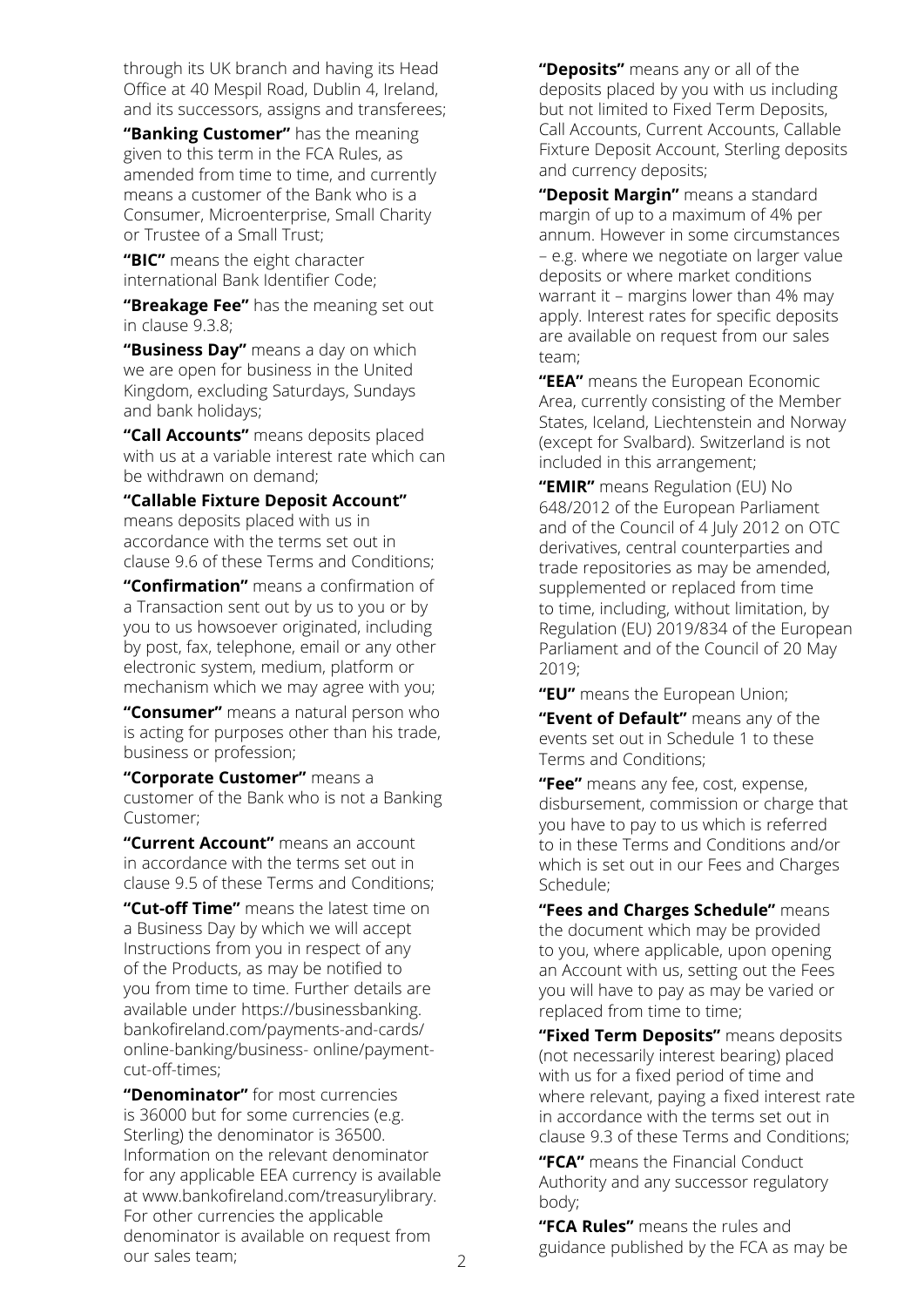through its UK branch and having its Head Office at 40 Mespil Road, Dublin 4, Ireland, and its successors, assigns and transferees;

**"Banking Customer"** has the meaning given to this term in the FCA Rules, as amended from time to time, and currently means a customer of the Bank who is a Consumer, Microenterprise, Small Charity or Trustee of a Small Trust;

**"BIC"** means the eight character international Bank Identifier Code;

**"Breakage Fee"** has the meaning set out in clause 9.3.8;

**"Business Day"** means a day on which we are open for business in the United Kingdom, excluding Saturdays, Sundays and bank holidays;

**"Call Accounts"** means deposits placed with us at a variable interest rate which can be withdrawn on demand;

**"Callable Fixture Deposit Account"** means deposits placed with us in accordance with the terms set out in clause 9.6 of these Terms and Conditions;

**"Confirmation"** means a confirmation of a Transaction sent out by us to you or by you to us howsoever originated, including by post, fax, telephone, email or any other electronic system, medium, platform or mechanism which we may agree with you;

**"Consumer"** means a natural person who is acting for purposes other than his trade, business or profession;

**"Corporate Customer"** means a customer of the Bank who is not a Banking Customer;

**"Current Account"** means an account in accordance with the terms set out in clause 9.5 of these Terms and Conditions;

**"Cut-off Time"** means the latest time on a Business Day by which we will accept Instructions from you in respect of any of the Products, as may be notified to you from time to time. Further details are available under https://businessbanking.bankofireland.com/payments-and-cards/online-banking/business- online/payment-cut-off-times;

**"Denominator"** for most currencies is 36000 but for some currencies (e.g. Sterling) the denominator is 36500. Information on the relevant denominator for any applicable EEA currency is available at www.bankofireland.com/treasurylibrary. For other currencies the applicable denominator is available on request from our sales team;

**"Deposits"** means any or all of the deposits placed by you with us including but not limited to Fixed Term Deposits, Call Accounts, Current Accounts, Callable Fixture Deposit Account, Sterling deposits and currency deposits;

**"Deposit Margin"** means a standard margin of up to a maximum of 4% per annum. However in some circumstances – e.g. where we negotiate on larger value deposits or where market conditions warrant it – margins lower than 4% may apply. Interest rates for specific deposits are available on request from our sales team;

**"EEA"** means the European Economic Area, currently consisting of the Member States, Iceland, Liechtenstein and Norway (except for Svalbard). Switzerland is not included in this arrangement;

**"EMIR"** means Regulation (EU) No 648/2012 of the European Parliament and of the Council of 4 July 2012 on OTC derivatives, central counterparties and trade repositories as may be amended, supplemented or replaced from time to time, including, without limitation, by Regulation (EU) 2019/834 of the European Parliament and of the Council of 20 May 2019;

**"EU"** means the European Union;

**"Event of Default"** means any of the events set out in Schedule 1 to these Terms and Conditions;

**"Fee"** means any fee, cost, expense, disbursement, commission or charge that you have to pay to us which is referred to in these Terms and Conditions and/or which is set out in our Fees and Charges Schedule;

**"Fees and Charges Schedule"** means the document which may be provided to you, where applicable, upon opening an Account with us, setting out the Fees you will have to pay as may be varied or replaced from time to time;

**"Fixed Term Deposits"** means deposits (not necessarily interest bearing) placed with us for a fixed period of time and where relevant, paying a fixed interest rate in accordance with the terms set out in clause 9.3 of these Terms and Conditions;

**"FCA"** means the Financial Conduct Authority and any successor regulatory body;

**"FCA Rules"** means the rules and guidance published by the FCA as may be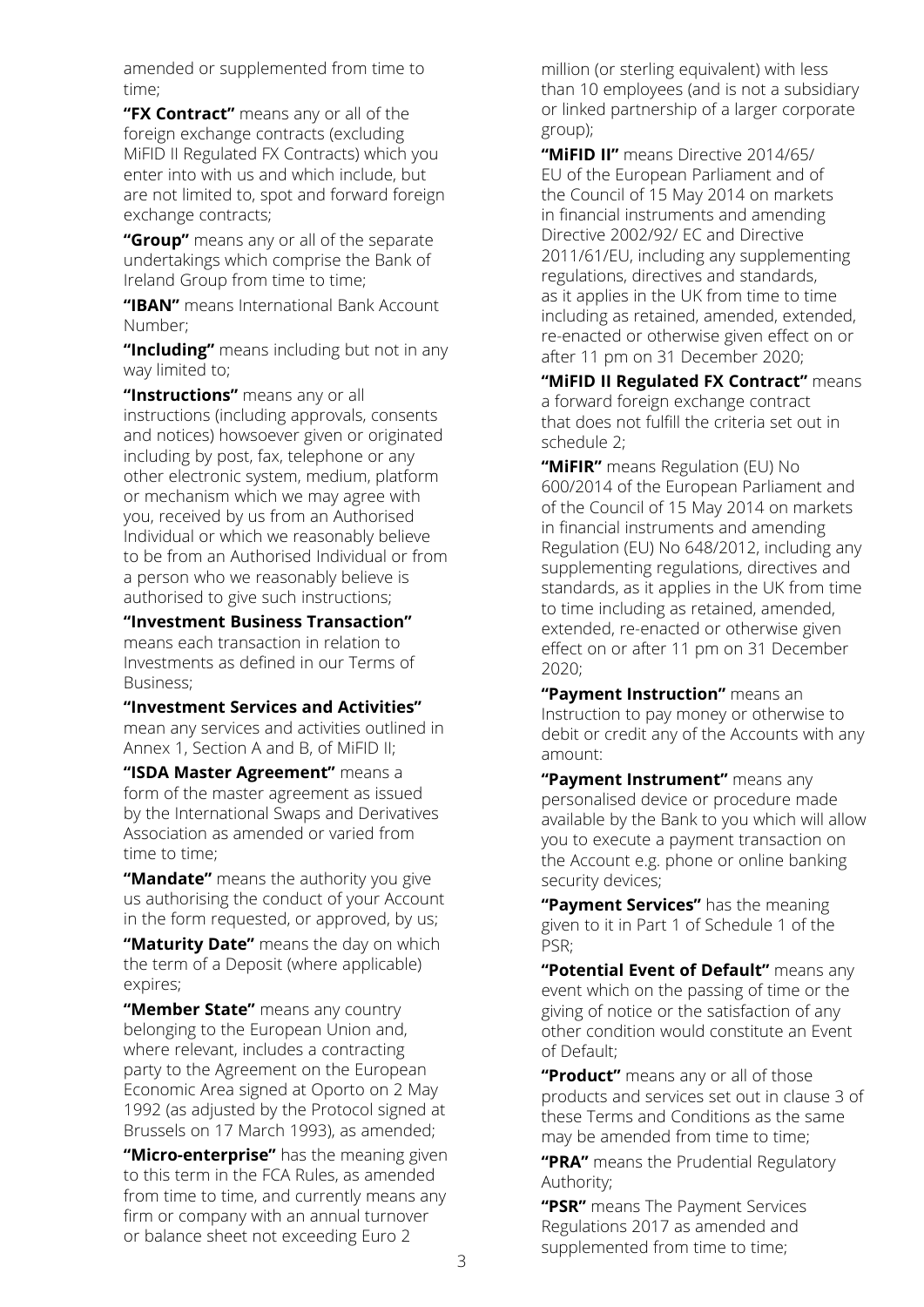amended or supplemented from time to time;

**"FX Contract"** means any or all of the foreign exchange contracts (excluding MiFID II Regulated FX Contracts) which you enter into with us and which include, but are not limited to, spot and forward foreign exchange contracts;

**"Group"** means any or all of the separate undertakings which comprise the Bank of Ireland Group from time to time;

**"IBAN"** means International Bank Account Number;

**"Including"** means including but not in any way limited to;

**"Instructions"** means any or all instructions (including approvals, consents and notices) howsoever given or originated including by post, fax, telephone or any other electronic system, medium, platform or mechanism which we may agree with you, received by us from an Authorised Individual or which we reasonably believe to be from an Authorised Individual or from a person who we reasonably believe is authorised to give such instructions;

**"Investment Business Transaction"** means each transaction in relation to Investments as defined in our Terms of Business;

**"Investment Services and Activities"** mean any services and activities outlined in Annex 1, Section A and B, of MiFID II;

**"ISDA Master Agreement"** means a form of the master agreement as issued by the International Swaps and Derivatives Association as amended or varied from time to time;

**"Mandate"** means the authority you give us authorising the conduct of your Account in the form requested, or approved, by us;

**"Maturity Date"** means the day on which the term of a Deposit (where applicable) expires;

**"Member State"** means any country belonging to the European Union and, where relevant, includes a contracting party to the Agreement on the European Economic Area signed at Oporto on 2 May 1992 (as adjusted by the Protocol signed at Brussels on 17 March 1993), as amended;

**"Micro-enterprise"** has the meaning given to this term in the FCA Rules, as amended from time to time, and currently means any firm or company with an annual turnover or balance sheet not exceeding Euro 2 million (or sterling equivalent) with less than 10 employees (and is not a subsidiary or linked partnership of a larger corporate group);

**"MiFID II"** means Directive 2014/65/ EU of the European Parliament and of the Council of 15 May 2014 on markets in financial instruments and amending Directive 2002/92/ EC and Directive 2011/61/EU, including any supplementing regulations, directives and standards, as it applies in the UK from time to time including as retained, amended, extended, re-enacted or otherwise given effect on or after 11 pm on 31 December 2020;

**"MiFID II Regulated FX Contract"** means a forward foreign exchange contract that does not fulfill the criteria set out in schedule 2;

**"MiFIR"** means Regulation (EU) No 600/2014 of the European Parliament and of the Council of 15 May 2014 on markets in financial instruments and amending Regulation (EU) No 648/2012, including any supplementing regulations, directives and standards, as it applies in the UK from time to time including as retained, amended, extended, re-enacted or otherwise given effect on or after 11 pm on 31 December 2020;

**"Payment Instruction"** means an Instruction to pay money or otherwise to debit or credit any of the Accounts with any amount:

**"Payment Instrument"** means any personalised device or procedure made available by the Bank to you which will allow you to execute a payment transaction on the Account e.g. phone or online banking security devices;

**"Payment Services"** has the meaning given to it in Part 1 of Schedule 1 of the PSR;

**"Potential Event of Default"** means any event which on the passing of time or the giving of notice or the satisfaction of any other condition would constitute an Event of Default;

**"Product"** means any or all of those products and services set out in clause 3 of these Terms and Conditions as the same may be amended from time to time;

**"PRA"** means the Prudential Regulatory Authority;

**"PSR"** means The Payment Services Regulations 2017 as amended and supplemented from time to time;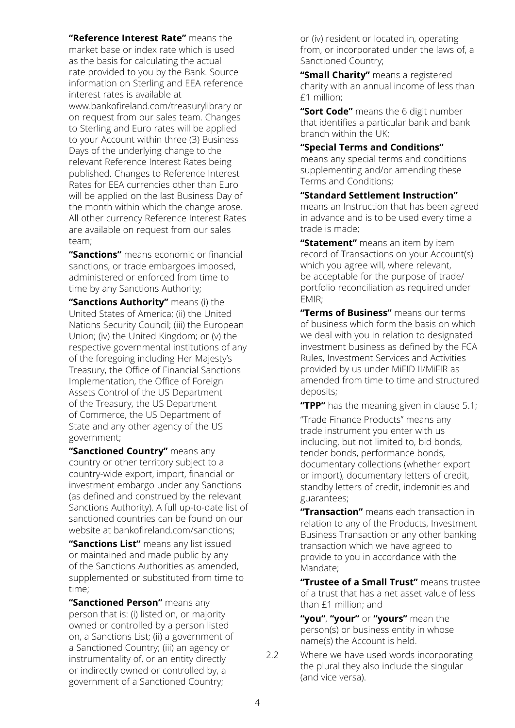**"Reference Interest Rate"** means the market base or index rate which is used as the basis for calculating the actual rate provided to you by the Bank. Source information on Sterling and EEA reference interest rates is available at www.bankofireland.com/treasurylibrary or on request from our sales team. Changes to Sterling and Euro rates will be applied to your Account within three (3) Business Days of the underlying change to the relevant Reference Interest Rates being published. Changes to Reference Interest Rates for EEA currencies other than Euro will be applied on the last Business Day of the month within which the change arose. All other currency Reference Interest Rates are available on request from our sales team;

**"Sanctions"** means economic or financial sanctions, or trade embargoes imposed, administered or enforced from time to time by any Sanctions Authority;

**"Sanctions Authority"** means (i) the United States of America; (ii) the United Nations Security Council; (iii) the European Union; (iv) the United Kingdom; or (v) the respective governmental institutions of any of the foregoing including Her Majesty's Treasury, the Office of Financial Sanctions Implementation, the Office of Foreign Assets Control of the US Department of the Treasury, the US Department of Commerce, the US Department of State and any other agency of the US government;

**"Sanctioned Country"** means any country or other territory subject to a country-wide export, import, financial or investment embargo under any Sanctions (as defined and construed by the relevant Sanctions Authority). A full up-to-date list of sanctioned countries can be found on our website at bankofireland.com/sanctions;

**"Sanctions List"** means any list issued or maintained and made public by any of the Sanctions Authorities as amended, supplemented or substituted from time to time;

**"Sanctioned Person"** means any person that is: (i) listed on, or majority owned or controlled by a person listed on, a Sanctions List; (ii) a government of a Sanctioned Country; (iii) an agency or instrumentality of, or an entity directly or indirectly owned or controlled by, a government of a Sanctioned Country; or (iv) resident or located in, operating from, or incorporated under the laws of, a Sanctioned Country;

**"Small Charity"** means a registered charity with an annual income of less than £1 million;

**"Sort Code"** means the 6 digit number that identifies a particular bank and bank branch within the UK;

**"Special Terms and Conditions"** means any special terms and conditions supplementing and/or amending these Terms and Conditions;

**"Standard Settlement Instruction"** means an Instruction that has been agreed in advance and is to be used every time a trade is made;

**"Statement"** means an item by item record of Transactions on your Account(s) which you agree will, where relevant, be acceptable for the purpose of trade/ portfolio reconciliation as required under EMIR;

**"Terms of Business"** means our terms of business which form the basis on which we deal with you in relation to designated investment business as defined by the FCA Rules, Investment Services and Activities provided by us under MiFID II/MiFIR as amended from time to time and structured deposits;

**"TPP"** has the meaning given in clause 5.1;

"Trade Finance Products" means any trade instrument you enter with us including, but not limited to, bid bonds, tender bonds, performance bonds, documentary collections (whether export or import), documentary letters of credit, standby letters of credit, indemnities and guarantees;

**"Transaction"** means each transaction in relation to any of the Products, Investment Business Transaction or any other banking transaction which we have agreed to provide to you in accordance with the Mandate;

**"Trustee of a Small Trust"** means trustee of a trust that has a net asset value of less than £1 million; and

**"you"**, **"your"** or **"yours"** mean the person(s) or business entity in whose name(s) the Account is held.

2.2 Where we have used words incorporating the plural they also include the singular (and vice versa).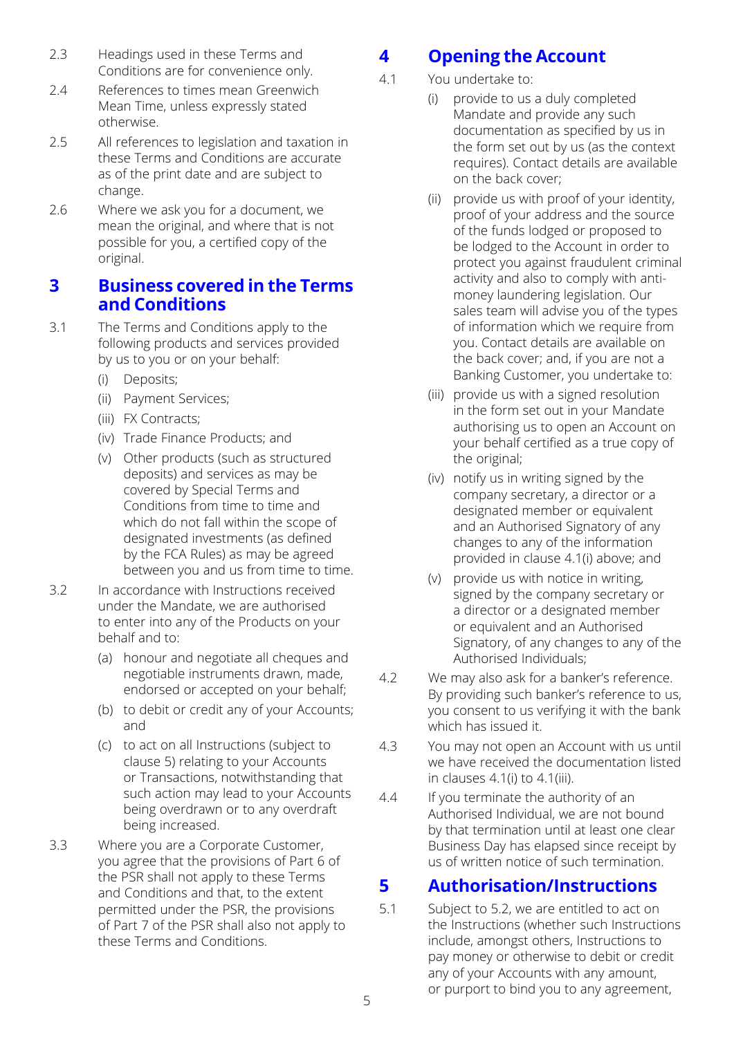2.3 Headings used in these Terms and Conditions are for convenience only.

2.4 References to times mean Greenwich Mean Time, unless expressly stated otherwise.

2.5 All references to legislation and taxation in these Terms and Conditions are accurate as of the print date and are subject to change.

2.6 Where we ask you for a document, we mean the original, and where that is not possible for you, a certified copy of the original.

## 3 Business covered in the Terms and Conditions

3.1 The Terms and Conditions apply to the following products and services provided by us to you or on your behalf:

- (i) Deposits;
- (ii) Payment Services;
- (iii) FX Contracts;
- (iv) Trade Finance Products; and
- (v) Other products (such as structured deposits) and services as may be covered by Special Terms and Conditions from time to time and which do not fall within the scope of designated investments (as defined by the FCA Rules) as may be agreed between you and us from time to time.

3.2 In accordance with Instructions received under the Mandate, we are authorised to enter into any of the Products on your behalf and to:

- (a) honour and negotiate all cheques and negotiable instruments drawn, made, endorsed or accepted on your behalf;
- (b) to debit or credit any of your Accounts; and
- (c) to act on all Instructions (subject to clause 5) relating to your Accounts or Transactions, notwithstanding that such action may lead to your Accounts being overdrawn or to any overdraft being increased.

3.3 Where you are a Corporate Customer, you agree that the provisions of Part 6 of the PSR shall not apply to these Terms and Conditions and that, to the extent permitted under the PSR, the provisions of Part 7 of the PSR shall also not apply to these Terms and Conditions.

## 4 Opening the Account

4.1 You undertake to:

- (i) provide to us a duly completed Mandate and provide any such documentation as specified by us in the form set out by us (as the context requires). Contact details are available on the back cover;
- (ii) provide us with proof of your identity, proof of your address and the source of the funds lodged or proposed to be lodged to the Account in order to protect you against fraudulent criminal activity and also to comply with anti-money laundering legislation. Our sales team will advise you of the types of information which we require from you. Contact details are available on the back cover; and, if you are not a Banking Customer, you undertake to:
- (iii) provide us with a signed resolution in the form set out in your Mandate authorising us to open an Account on your behalf certified as a true copy of the original;
- (iv) notify us in writing signed by the company secretary, a director or a designated member or equivalent and an Authorised Signatory of any changes to any of the information provided in clause 4.1(i) above; and
- (v) provide us with notice in writing, signed by the company secretary or a director or a designated member or equivalent and an Authorised Signatory, of any changes to any of the Authorised Individuals;

4.2 We may also ask for a banker's reference. By providing such banker's reference to us, you consent to us verifying it with the bank which has issued it.

4.3 You may not open an Account with us until we have received the documentation listed in clauses 4.1(i) to 4.1(iii).

4.4 If you terminate the authority of an Authorised Individual, we are not bound by that termination until at least one clear Business Day has elapsed since receipt by us of written notice of such termination.

## 5 Authorisation/Instructions

5.1 Subject to 5.2, we are entitled to act on the Instructions (whether such Instructions include, amongst others, Instructions to pay money or otherwise to debit or credit any of your Accounts with any amount, or purport to bind you to any agreement,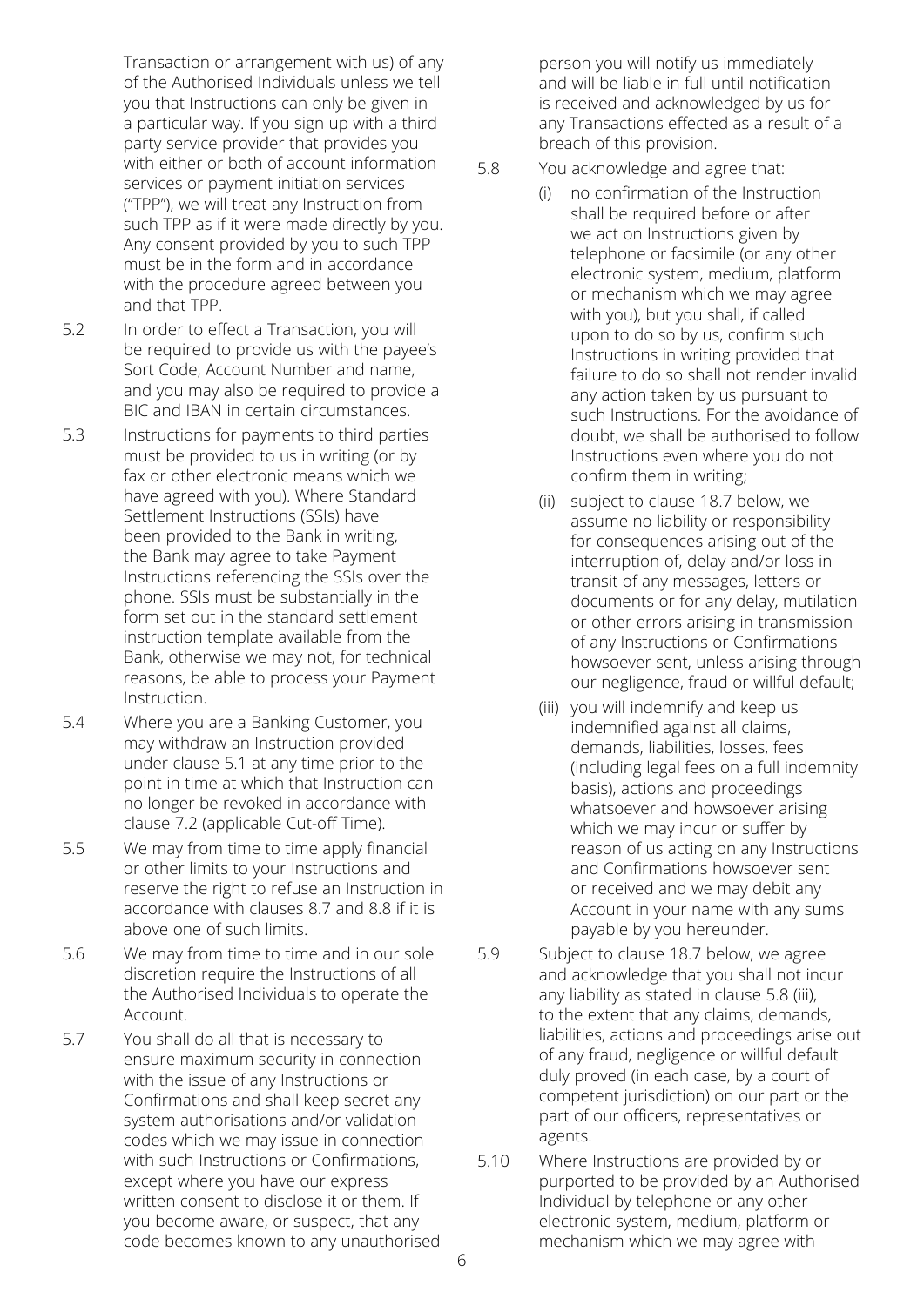Transaction or arrangement with us) of any of the Authorised Individuals unless we tell you that Instructions can only be given in a particular way. If you sign up with a third party service provider that provides you with either or both of account information services or payment initiation services ("TPP"), we will treat any Instruction from such TPP as if it were made directly by you. Any consent provided by you to such TPP must be in the form and in accordance with the procedure agreed between you and that TPP.

5.2 In order to effect a Transaction, you will be required to provide us with the payee's Sort Code, Account Number and name, and you may also be required to provide a BIC and IBAN in certain circumstances.

5.3 Instructions for payments to third parties must be provided to us in writing (or by fax or other electronic means which we have agreed with you). Where Standard Settlement Instructions (SSIs) have been provided to the Bank in writing, the Bank may agree to take Payment Instructions referencing the SSIs over the phone. SSIs must be substantially in the form set out in the standard settlement instruction template available from the Bank, otherwise we may not, for technical reasons, be able to process your Payment Instruction.

5.4 Where you are a Banking Customer, you may withdraw an Instruction provided under clause 5.1 at any time prior to the point in time at which that Instruction can no longer be revoked in accordance with clause 7.2 (applicable Cut-off Time).

5.5 We may from time to time apply financial or other limits to your Instructions and reserve the right to refuse an Instruction in accordance with clauses 8.7 and 8.8 if it is above one of such limits.

5.6 We may from time to time and in our sole discretion require the Instructions of all the Authorised Individuals to operate the Account.

5.7 You shall do all that is necessary to ensure maximum security in connection with the issue of any Instructions or Confirmations and shall keep secret any system authorisations and/or validation codes which we may issue in connection with such Instructions or Confirmations, except where you have our express written consent to disclose it or them. If you become aware, or suspect, that any code becomes known to any unauthorised person you will notify us immediately and will be liable in full until notification is received and acknowledged by us for any Transactions effected as a result of a breach of this provision.

5.8 You acknowledge and agree that:

(i) no confirmation of the Instruction shall be required before or after we act on Instructions given by telephone or facsimile (or any other electronic system, medium, platform or mechanism which we may agree with you), but you shall, if called upon to do so by us, confirm such Instructions in writing provided that failure to do so shall not render invalid any action taken by us pursuant to such Instructions. For the avoidance of doubt, we shall be authorised to follow Instructions even where you do not confirm them in writing;

(ii) subject to clause 18.7 below, we assume no liability or responsibility for consequences arising out of the interruption of, delay and/or loss in transit of any messages, letters or documents or for any delay, mutilation or other errors arising in transmission of any Instructions or Confirmations howsoever sent, unless arising through our negligence, fraud or willful default;

(iii) you will indemnify and keep us indemnified against all claims, demands, liabilities, losses, fees (including legal fees on a full indemnity basis), actions and proceedings whatsoever and howsoever arising which we may incur or suffer by reason of us acting on any Instructions and Confirmations howsoever sent or received and we may debit any Account in your name with any sums payable by you hereunder.

5.9 Subject to clause 18.7 below, we agree and acknowledge that you shall not incur any liability as stated in clause 5.8 (iii), to the extent that any claims, demands, liabilities, actions and proceedings arise out of any fraud, negligence or willful default duly proved (in each case, by a court of competent jurisdiction) on our part or the part of our officers, representatives or agents.

5.10 Where Instructions are provided by or purported to be provided by an Authorised Individual by telephone or any other electronic system, medium, platform or mechanism which we may agree with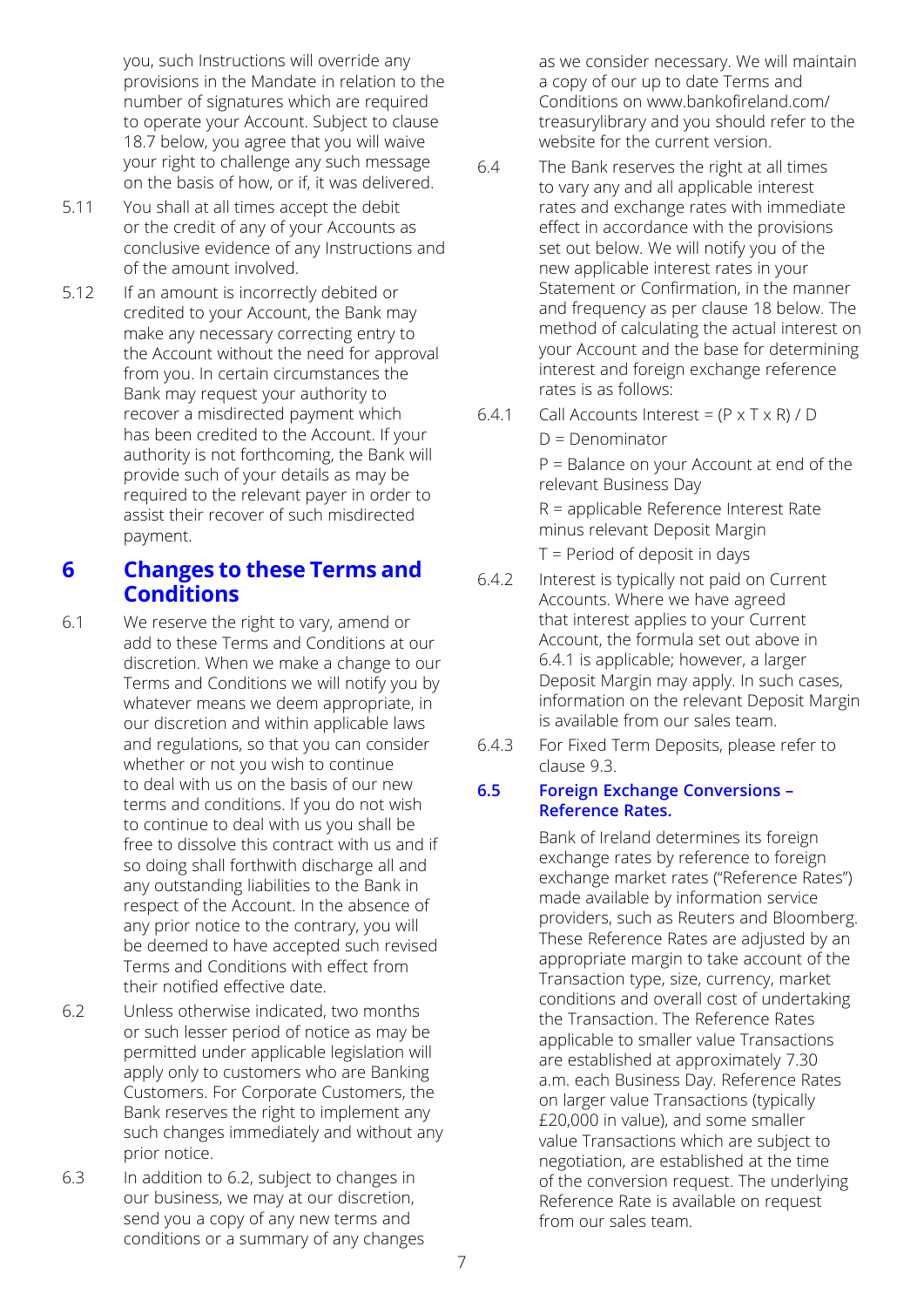you, such Instructions will override any provisions in the Mandate in relation to the number of signatures which are required to operate your Account. Subject to clause 18.7 below, you agree that you will waive your right to challenge any such message on the basis of how, or if, it was delivered.

5.11 You shall at all times accept the debit or the credit of any of your Accounts as conclusive evidence of any Instructions and of the amount involved.

5.12 If an amount is incorrectly debited or credited to your Account, the Bank may make any necessary correcting entry to the Account without the need for approval from you. In certain circumstances the Bank may request your authority to recover a misdirected payment which has been credited to the Account. If your authority is not forthcoming, the Bank will provide such of your details as may be required to the relevant payer in order to assist their recover of such misdirected payment.

## 6 Changes to these Terms and Conditions

6.1 We reserve the right to vary, amend or add to these Terms and Conditions at our discretion. When we make a change to our Terms and Conditions we will notify you by whatever means we deem appropriate, in our discretion and within applicable laws and regulations, so that you can consider whether or not you wish to continue to deal with us on the basis of our new terms and conditions. If you do not wish to continue to deal with us you shall be free to dissolve this contract with us and if so doing shall forthwith discharge all and any outstanding liabilities to the Bank in respect of the Account. In the absence of any prior notice to the contrary, you will be deemed to have accepted such revised Terms and Conditions with effect from their notified effective date.

6.2 Unless otherwise indicated, two months or such lesser period of notice as may be permitted under applicable legislation will apply only to customers who are Banking Customers. For Corporate Customers, the Bank reserves the right to implement any such changes immediately and without any prior notice.

6.3 In addition to 6.2, subject to changes in our business, we may at our discretion, send you a copy of any new terms and conditions or a summary of any changes as we consider necessary. We will maintain a copy of our up to date Terms and Conditions on www.bankofireland.com/treasurylibrary and you should refer to the website for the current version.

6.4 The Bank reserves the right at all times to vary any and all applicable interest rates and exchange rates with immediate effect in accordance with the provisions set out below. We will notify you of the new applicable interest rates in your Statement or Confirmation, in the manner and frequency as per clause 18 below. The method of calculating the actual interest on your Account and the base for determining interest and foreign exchange reference rates is as follows:

6.4.1 Call Accounts Interest = (P x T x R) / D

D = Denominator

P = Balance on your Account at end of the relevant Business Day

R = applicable Reference Interest Rate minus relevant Deposit Margin

T = Period of deposit in days

6.4.2 Interest is typically not paid on Current Accounts. Where we have agreed that interest applies to your Current Account, the formula set out above in 6.4.1 is applicable; however, a larger Deposit Margin may apply. In such cases, information on the relevant Deposit Margin is available from our sales team.

6.4.3 For Fixed Term Deposits, please refer to clause 9.3.

### 6.5 Foreign Exchange Conversions – Reference Rates.

Bank of Ireland determines its foreign exchange rates by reference to foreign exchange market rates ("Reference Rates") made available by information service providers, such as Reuters and Bloomberg. These Reference Rates are adjusted by an appropriate margin to take account of the Transaction type, size, currency, market conditions and overall cost of undertaking the Transaction. The Reference Rates applicable to smaller value Transactions are established at approximately 7.30 a.m. each Business Day. Reference Rates on larger value Transactions (typically £20,000 in value), and some smaller value Transactions which are subject to negotiation, are established at the time of the conversion request. The underlying Reference Rate is available on request from our sales team.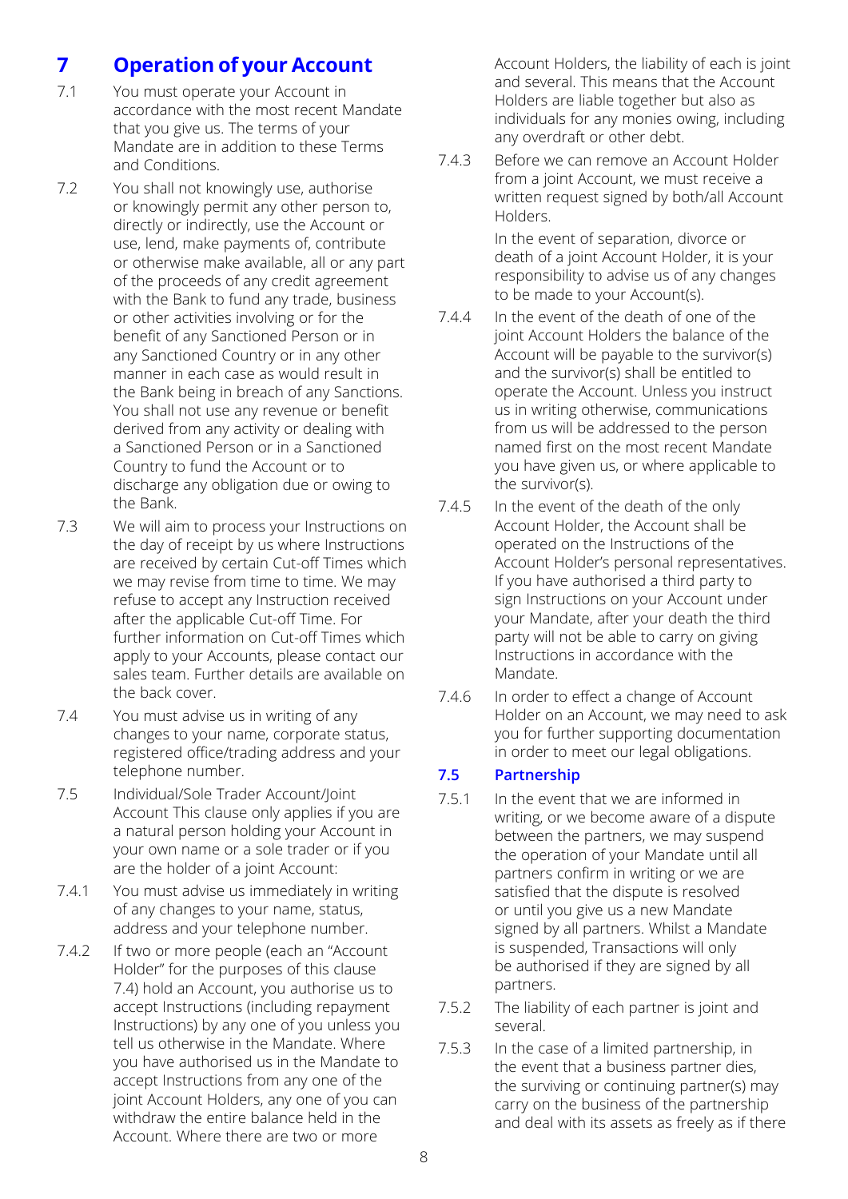## 7 Operation of your Account

7.1 You must operate your Account in accordance with the most recent Mandate that you give us. The terms of your Mandate are in addition to these Terms and Conditions.

7.2 You shall not knowingly use, authorise or knowingly permit any other person to, directly or indirectly, use the Account or use, lend, make payments of, contribute or otherwise make available, all or any part of the proceeds of any credit agreement with the Bank to fund any trade, business or other activities involving or for the benefit of any Sanctioned Person or in any Sanctioned Country or in any other manner in each case as would result in the Bank being in breach of any Sanctions. You shall not use any revenue or benefit derived from any activity or dealing with a Sanctioned Person or in a Sanctioned Country to fund the Account or to discharge any obligation due or owing to the Bank.

7.3 We will aim to process your Instructions on the day of receipt by us where Instructions are received by certain Cut-off Times which we may revise from time to time. We may refuse to accept any Instruction received after the applicable Cut-off Time. For further information on Cut-off Times which apply to your Accounts, please contact our sales team. Further details are available on the back cover.

7.4 You must advise us in writing of any changes to your name, corporate status, registered office/trading address and your telephone number.

7.5 Individual/Sole Trader Account/Joint Account This clause only applies if you are a natural person holding your Account in your own name or a sole trader or if you are the holder of a joint Account:

7.4.1 You must advise us immediately in writing of any changes to your name, status, address and your telephone number.

7.4.2 If two or more people (each an "Account Holder" for the purposes of this clause 7.4) hold an Account, you authorise us to accept Instructions (including repayment Instructions) by any one of you unless you tell us otherwise in the Mandate. Where you have authorised us in the Mandate to accept Instructions from any one of the joint Account Holders, any one of you can withdraw the entire balance held in the Account. Where there are two or more Account Holders, the liability of each is joint and several. This means that the Account Holders are liable together but also as individuals for any monies owing, including any overdraft or other debt.

7.4.3 Before we can remove an Account Holder from a joint Account, we must receive a written request signed by both/all Account Holders.

In the event of separation, divorce or death of a joint Account Holder, it is your responsibility to advise us of any changes to be made to your Account(s).

7.4.4 In the event of the death of one of the joint Account Holders the balance of the Account will be payable to the survivor(s) and the survivor(s) shall be entitled to operate the Account. Unless you instruct us in writing otherwise, communications from us will be addressed to the person named first on the most recent Mandate you have given us, or where applicable to the survivor(s).

7.4.5 In the event of the death of the only Account Holder, the Account shall be operated on the Instructions of the Account Holder's personal representatives. If you have authorised a third party to sign Instructions on your Account under your Mandate, after your death the third party will not be able to carry on giving Instructions in accordance with the Mandate.

7.4.6 In order to effect a change of Account Holder on an Account, we may need to ask you for further supporting documentation in order to meet our legal obligations.

### 7.5 Partnership

7.5.1 In the event that we are informed in writing, or we become aware of a dispute between the partners, we may suspend the operation of your Mandate until all partners confirm in writing or we are satisfied that the dispute is resolved or until you give us a new Mandate signed by all partners. Whilst a Mandate is suspended, Transactions will only be authorised if they are signed by all partners.

7.5.2 The liability of each partner is joint and several.

7.5.3 In the case of a limited partnership, in the event that a business partner dies, the surviving or continuing partner(s) may carry on the business of the partnership and deal with its assets as freely as if there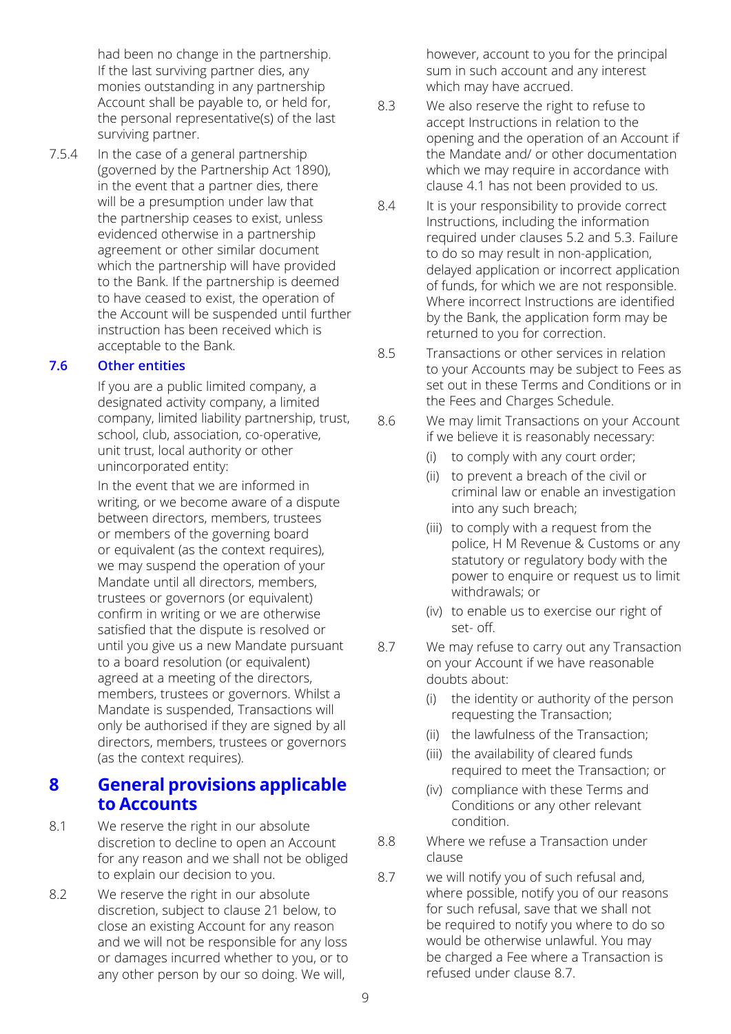had been no change in the partnership. If the last surviving partner dies, any monies outstanding in any partnership Account shall be payable to, or held for, the personal representative(s) of the last surviving partner.

7.5.4 In the case of a general partnership (governed by the Partnership Act 1890), in the event that a partner dies, there will be a presumption under law that the partnership ceases to exist, unless evidenced otherwise in a partnership agreement or other similar document which the partnership will have provided to the Bank. If the partnership is deemed to have ceased to exist, the operation of the Account will be suspended until further instruction has been received which is acceptable to the Bank.

### 7.6 Other entities

If you are a public limited company, a designated activity company, a limited company, limited liability partnership, trust, school, club, association, co-operative, unit trust, local authority or other unincorporated entity:

In the event that we are informed in writing, or we become aware of a dispute between directors, members, trustees or members of the governing board or equivalent (as the context requires), we may suspend the operation of your Mandate until all directors, members, trustees or governors (or equivalent) confirm in writing or we are otherwise satisfied that the dispute is resolved or until you give us a new Mandate pursuant to a board resolution (or equivalent) agreed at a meeting of the directors, members, trustees or governors. Whilst a Mandate is suspended, Transactions will only be authorised if they are signed by all directors, members, trustees or governors (as the context requires).

## 8 General provisions applicable to Accounts

8.1 We reserve the right in our absolute discretion to decline to open an Account for any reason and we shall not be obliged to explain our decision to you.

8.2 We reserve the right in our absolute discretion, subject to clause 21 below, to close an existing Account for any reason and we will not be responsible for any loss or damages incurred whether to you, or to any other person by our so doing. We will, however, account to you for the principal sum in such account and any interest which may have accrued.

8.3 We also reserve the right to refuse to accept Instructions in relation to the opening and the operation of an Account if the Mandate and/ or other documentation which we may require in accordance with clause 4.1 has not been provided to us.

8.4 It is your responsibility to provide correct Instructions, including the information required under clauses 5.2 and 5.3. Failure to do so may result in non-application, delayed application or incorrect application of funds, for which we are not responsible. Where incorrect Instructions are identified by the Bank, the application form may be returned to you for correction.

8.5 Transactions or other services in relation to your Accounts may be subject to Fees as set out in these Terms and Conditions or in the Fees and Charges Schedule.

8.6 We may limit Transactions on your Account if we believe it is reasonably necessary:

(i) to comply with any court order;

(ii) to prevent a breach of the civil or criminal law or enable an investigation into any such breach;

(iii) to comply with a request from the police, H M Revenue & Customs or any statutory or regulatory body with the power to enquire or request us to limit withdrawals; or

(iv) to enable us to exercise our right of set- off.

8.7 We may refuse to carry out any Transaction on your Account if we have reasonable doubts about:

(i) the identity or authority of the person requesting the Transaction;

(ii) the lawfulness of the Transaction;

(iii) the availability of cleared funds required to meet the Transaction; or

(iv) compliance with these Terms and Conditions or any other relevant condition.

8.8 Where we refuse a Transaction under clause

8.7 we will notify you of such refusal and, where possible, notify you of our reasons for such refusal, save that we shall not be required to notify you where to do so would be otherwise unlawful. You may be charged a Fee where a Transaction is refused under clause 8.7.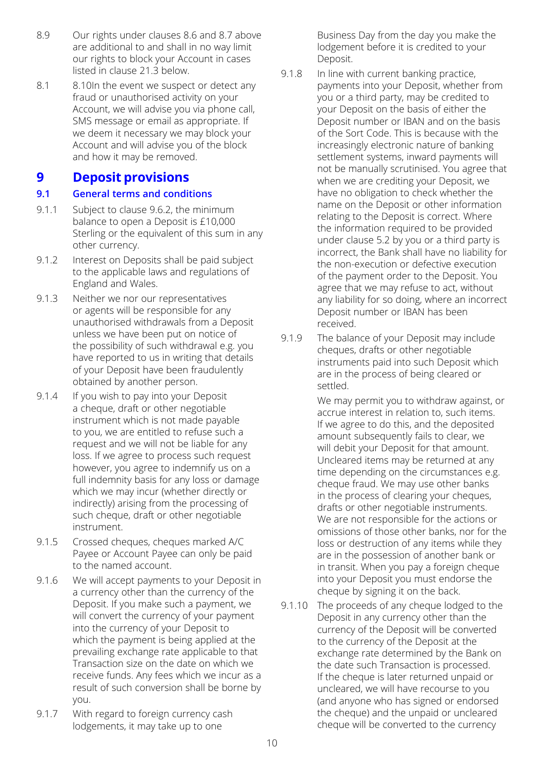8.9 Our rights under clauses 8.6 and 8.7 above are additional to and shall in no way limit our rights to block your Account in cases listed in clause 21.3 below.

8.1 8.10In the event we suspect or detect any fraud or unauthorised activity on your Account, we will advise you via phone call, SMS message or email as appropriate. If we deem it necessary we may block your Account and will advise you of the block and how it may be removed.

# 9 Deposit provisions

## 9.1 General terms and conditions

9.1.1 Subject to clause 9.6.2, the minimum balance to open a Deposit is £10,000 Sterling or the equivalent of this sum in any other currency.

9.1.2 Interest on Deposits shall be paid subject to the applicable laws and regulations of England and Wales.

9.1.3 Neither we nor our representatives or agents will be responsible for any unauthorised withdrawals from a Deposit unless we have been put on notice of the possibility of such withdrawal e.g. you have reported to us in writing that details of your Deposit have been fraudulently obtained by another person.

9.1.4 If you wish to pay into your Deposit a cheque, draft or other negotiable instrument which is not made payable to you, we are entitled to refuse such a request and we will not be liable for any loss. If we agree to process such request however, you agree to indemnify us on a full indemnity basis for any loss or damage which we may incur (whether directly or indirectly) arising from the processing of such cheque, draft or other negotiable instrument.

9.1.5 Crossed cheques, cheques marked A/C Payee or Account Payee can only be paid to the named account.

9.1.6 We will accept payments to your Deposit in a currency other than the currency of the Deposit. If you make such a payment, we will convert the currency of your payment into the currency of your Deposit to which the payment is being applied at the prevailing exchange rate applicable to that Transaction size on the date on which we receive funds. Any fees which we incur as a result of such conversion shall be borne by you.

9.1.7 With regard to foreign currency cash lodgements, it may take up to one Business Day from the day you make the lodgement before it is credited to your Deposit.

9.1.8 In line with current banking practice, payments into your Deposit, whether from you or a third party, may be credited to your Deposit on the basis of either the Deposit number or IBAN and on the basis of the Sort Code. This is because with the increasingly electronic nature of banking settlement systems, inward payments will not be manually scrutinised. You agree that when we are crediting your Deposit, we have no obligation to check whether the name on the Deposit or other information relating to the Deposit is correct. Where the information required to be provided under clause 5.2 by you or a third party is incorrect, the Bank shall have no liability for the non-execution or defective execution of the payment order to the Deposit. You agree that we may refuse to act, without any liability for so doing, where an incorrect Deposit number or IBAN has been received.

9.1.9 The balance of your Deposit may include cheques, drafts or other negotiable instruments paid into such Deposit which are in the process of being cleared or settled.

We may permit you to withdraw against, or accrue interest in relation to, such items. If we agree to do this, and the deposited amount subsequently fails to clear, we will debit your Deposit for that amount. Uncleared items may be returned at any time depending on the circumstances e.g. cheque fraud. We may use other banks in the process of clearing your cheques, drafts or other negotiable instruments. We are not responsible for the actions or omissions of those other banks, nor for the loss or destruction of any items while they are in the possession of another bank or in transit. When you pay a foreign cheque into your Deposit you must endorse the cheque by signing it on the back.

9.1.10 The proceeds of any cheque lodged to the Deposit in any currency other than the currency of the Deposit will be converted to the currency of the Deposit at the exchange rate determined by the Bank on the date such Transaction is processed. If the cheque is later returned unpaid or uncleared, we will have recourse to you (and anyone who has signed or endorsed the cheque) and the unpaid or uncleared cheque will be converted to the currency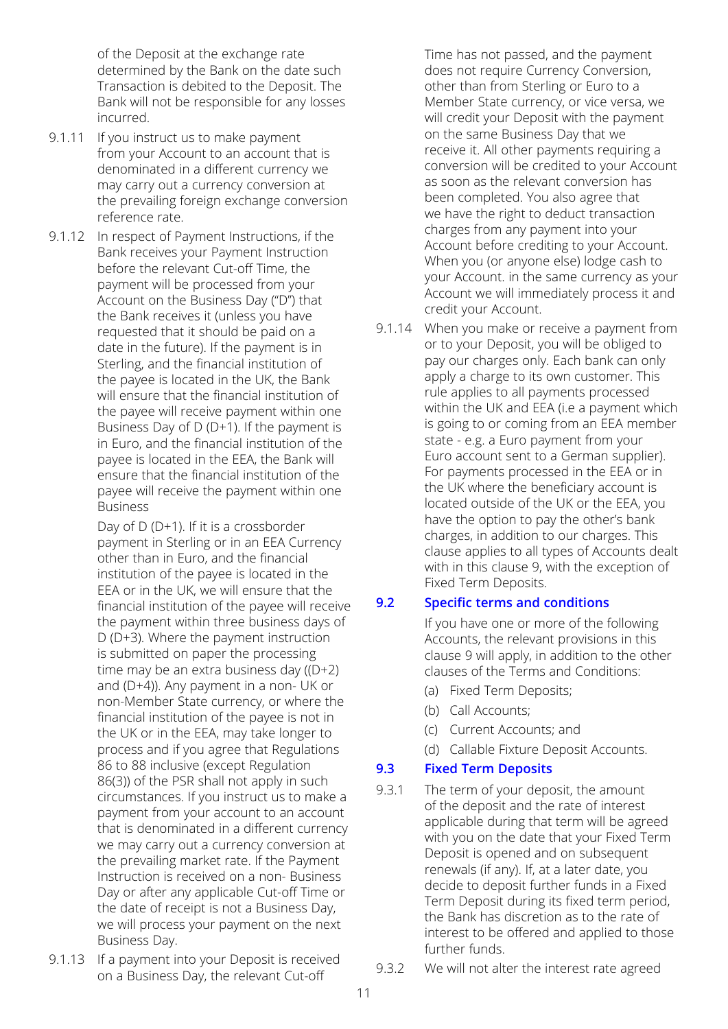of the Deposit at the exchange rate determined by the Bank on the date such Transaction is debited to the Deposit. The Bank will not be responsible for any losses incurred.

9.1.11 If you instruct us to make payment from your Account to an account that is denominated in a different currency we may carry out a currency conversion at the prevailing foreign exchange conversion reference rate.

9.1.12 In respect of Payment Instructions, if the Bank receives your Payment Instruction before the relevant Cut-off Time, the payment will be processed from your Account on the Business Day ("D") that the Bank receives it (unless you have requested that it should be paid on a date in the future). If the payment is in Sterling, and the financial institution of the payee is located in the UK, the Bank will ensure that the financial institution of the payee will receive payment within one Business Day of D (D+1). If the payment is in Euro, and the financial institution of the payee is located in the EEA, the Bank will ensure that the financial institution of the payee will receive the payment within one Business Day of D (D+1). If it is a crossborder payment in Sterling or in an EEA Currency other than in Euro, and the financial institution of the payee is located in the EEA or in the UK, we will ensure that the financial institution of the payee will receive the payment within three business days of D (D+3). Where the payment instruction is submitted on paper the processing time may be an extra business day ((D+2) and (D+4)). Any payment in a non- UK or non-Member State currency, or where the financial institution of the payee is not in the UK or in the EEA, may take longer to process and if you agree that Regulations 86 to 88 inclusive (except Regulation 86(3)) of the PSR shall not apply in such circumstances. If you instruct us to make a payment from your account to an account that is denominated in a different currency we may carry out a currency conversion at the prevailing market rate. If the Payment Instruction is received on a non- Business Day or after any applicable Cut-off Time or the date of receipt is not a Business Day, we will process your payment on the next Business Day.

9.1.13 If a payment into your Deposit is received on a Business Day, the relevant Cut-off Time has not passed, and the payment does not require Currency Conversion, other than from Sterling or Euro to a Member State currency, or vice versa, we will credit your Deposit with the payment on the same Business Day that we receive it. All other payments requiring a conversion will be credited to your Account as soon as the relevant conversion has been completed. You also agree that we have the right to deduct transaction charges from any payment into your Account before crediting to your Account. When you (or anyone else) lodge cash to your Account. in the same currency as your Account we will immediately process it and credit your Account.

9.1.14 When you make or receive a payment from or to your Deposit, you will be obliged to pay our charges only. Each bank can only apply a charge to its own customer. This rule applies to all payments processed within the UK and EEA (i.e a payment which is going to or coming from an EEA member state - e.g. a Euro payment from your Euro account sent to a German supplier). For payments processed in the EEA or in the UK where the beneficiary account is located outside of the UK or the EEA, you have the option to pay the other's bank charges, in addition to our charges. This clause applies to all types of Accounts dealt with in this clause 9, with the exception of Fixed Term Deposits.

## 9.2 Specific terms and conditions

If you have one or more of the following Accounts, the relevant provisions in this clause 9 will apply, in addition to the other clauses of the Terms and Conditions:

(a) Fixed Term Deposits;

(b) Call Accounts;

(c) Current Accounts; and

(d) Callable Fixture Deposit Accounts.

## 9.3 Fixed Term Deposits

9.3.1 The term of your deposit, the amount of the deposit and the rate of interest applicable during that term will be agreed with you on the date that your Fixed Term Deposit is opened and on subsequent renewals (if any). If, at a later date, you decide to deposit further funds in a Fixed Term Deposit during its fixed term period, the Bank has discretion as to the rate of interest to be offered and applied to those further funds.

9.3.2 We will not alter the interest rate agreed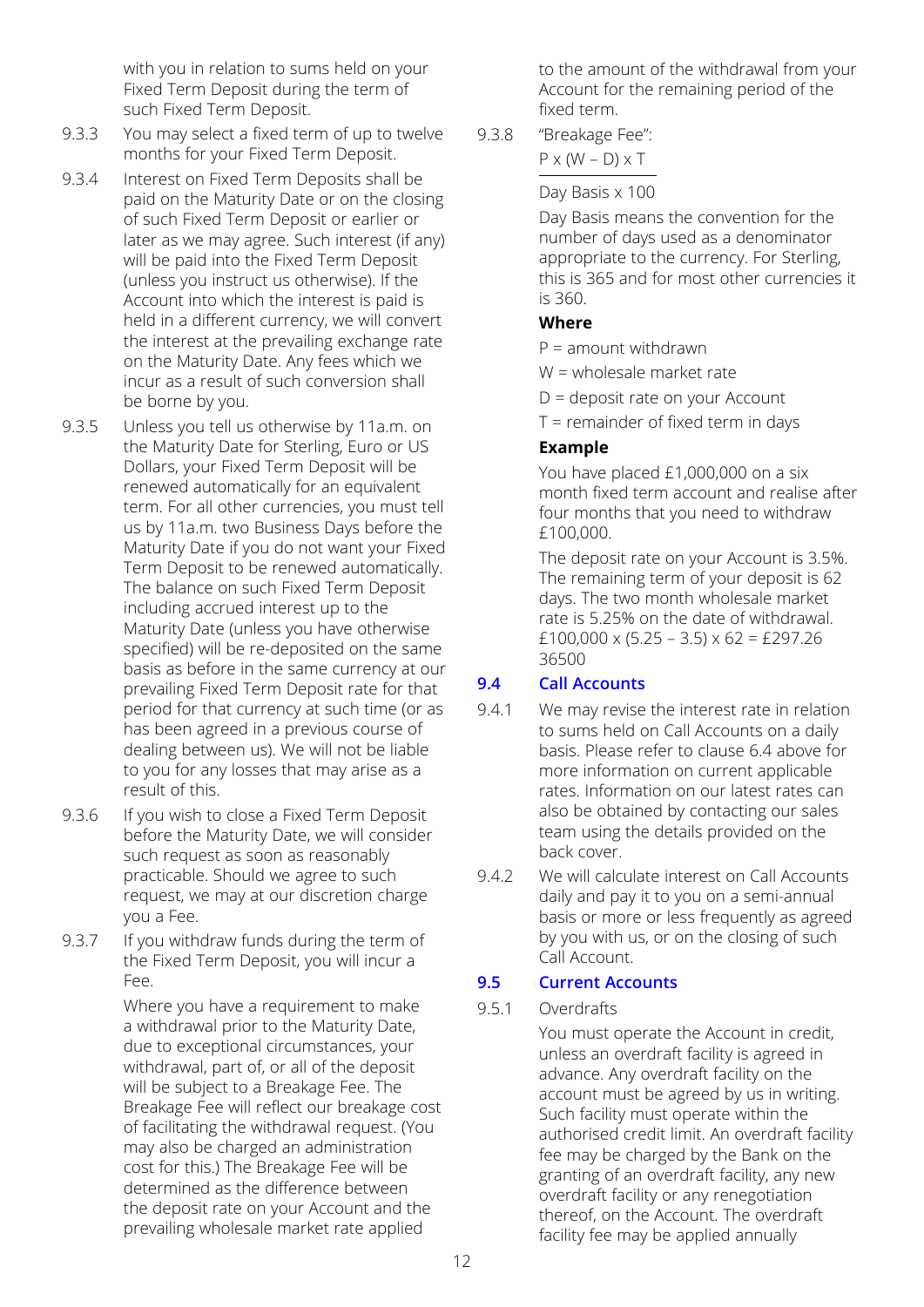with you in relation to sums held on your Fixed Term Deposit during the term of such Fixed Term Deposit.

9.3.3 You may select a fixed term of up to twelve months for your Fixed Term Deposit.

9.3.4 Interest on Fixed Term Deposits shall be paid on the Maturity Date or on the closing of such Fixed Term Deposit or earlier or later as we may agree. Such interest (if any) will be paid into the Fixed Term Deposit (unless you instruct us otherwise). If the Account into which the interest is paid is held in a different currency, we will convert the interest at the prevailing exchange rate on the Maturity Date. Any fees which we incur as a result of such conversion shall be borne by you.

9.3.5 Unless you tell us otherwise by 11a.m. on the Maturity Date for Sterling, Euro or US Dollars, your Fixed Term Deposit will be renewed automatically for an equivalent term. For all other currencies, you must tell us by 11a.m. two Business Days before the Maturity Date if you do not want your Fixed Term Deposit to be renewed automatically. The balance on such Fixed Term Deposit including accrued interest up to the Maturity Date (unless you have otherwise specified) will be re-deposited on the same basis as before in the same currency at our prevailing Fixed Term Deposit rate for that period for that currency at such time (or as has been agreed in a previous course of dealing between us). We will not be liable to you for any losses that may arise as a result of this.

9.3.6 If you wish to close a Fixed Term Deposit before the Maturity Date, we will consider such request as soon as reasonably practicable. Should we agree to such request, we may at our discretion charge you a Fee.

9.3.7 If you withdraw funds during the term of the Fixed Term Deposit, you will incur a Fee.

Where you have a requirement to make a withdrawal prior to the Maturity Date, due to exceptional circumstances, your withdrawal, part of, or all of the deposit will be subject to a Breakage Fee. The Breakage Fee will reflect our breakage cost of facilitating the withdrawal request. (You may also be charged an administration cost for this.) The Breakage Fee will be determined as the difference between the deposit rate on your Account and the prevailing wholesale market rate applied to the amount of the withdrawal from your Account for the remaining period of the fixed term.

9.3.8 "Breakage Fee":

$$\frac{P \times (W - D) \times T}{\text{Day Basis} \times 100}$$

Day Basis means the convention for the number of days used as a denominator appropriate to the currency. For Sterling, this is 365 and for most other currencies it is 360.

**Where**

P = amount withdrawn

W = wholesale market rate

D = deposit rate on your Account

T = remainder of fixed term in days

**Example**

You have placed £1,000,000 on a six month fixed term account and realise after four months that you need to withdraw £100,000.

The deposit rate on your Account is 3.5%. The remaining term of your deposit is 62 days. The two month wholesale market rate is 5.25% on the date of withdrawal.

$$\frac{£100{,}000 \times (5.25 - 3.5) \times 62}{36500} = £297.26$$

## 9.4 Call Accounts

9.4.1 We may revise the interest rate in relation to sums held on Call Accounts on a daily basis. Please refer to clause 6.4 above for more information on current applicable rates. Information on our latest rates can also be obtained by contacting our sales team using the details provided on the back cover.

9.4.2 We will calculate interest on Call Accounts daily and pay it to you on a semi-annual basis or more or less frequently as agreed by you with us, or on the closing of such Call Account.

## 9.5 Current Accounts

9.5.1 Overdrafts

You must operate the Account in credit, unless an overdraft facility is agreed in advance. Any overdraft facility on the account must be agreed by us in writing. Such facility must operate within the authorised credit limit. An overdraft facility fee may be charged by the Bank on the granting of an overdraft facility, any new overdraft facility or any renegotiation thereof, on the Account. The overdraft facility fee may be applied annually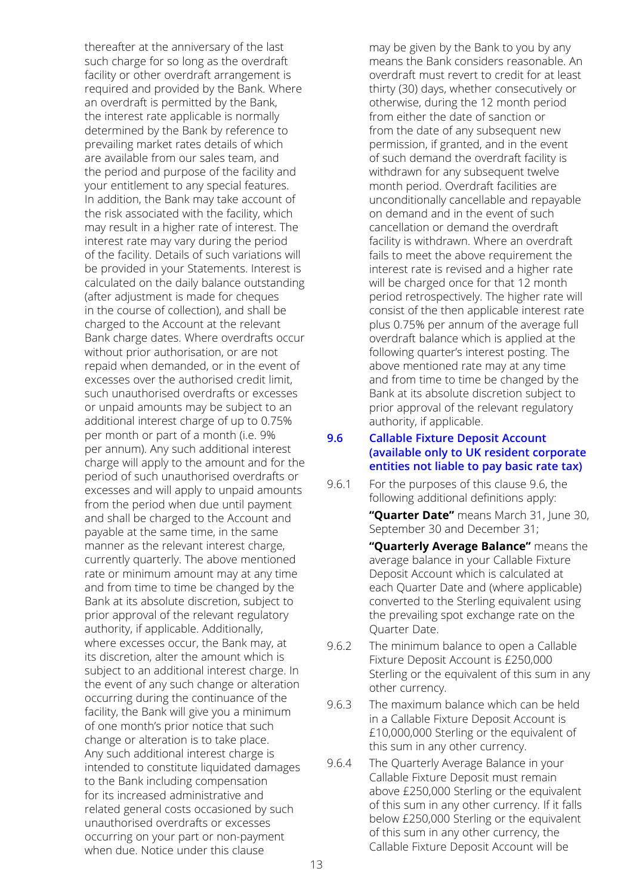thereafter at the anniversary of the last such charge for so long as the overdraft facility or other overdraft arrangement is required and provided by the Bank. Where an overdraft is permitted by the Bank, the interest rate applicable is normally determined by the Bank by reference to prevailing market rates details of which are available from our sales team, and the period and purpose of the facility and your entitlement to any special features. In addition, the Bank may take account of the risk associated with the facility, which may result in a higher rate of interest. The interest rate may vary during the period of the facility. Details of such variations will be provided in your Statements. Interest is calculated on the daily balance outstanding (after adjustment is made for cheques in the course of collection), and shall be charged to the Account at the relevant Bank charge dates. Where overdrafts occur without prior authorisation, or are not repaid when demanded, or in the event of excesses over the authorised credit limit, such unauthorised overdrafts or excesses or unpaid amounts may be subject to an additional interest charge of up to 0.75% per month or part of a month (i.e. 9% per annum). Any such additional interest charge will apply to the amount and for the period of such unauthorised overdrafts or excesses and will apply to unpaid amounts from the period when due until payment and shall be charged to the Account and payable at the same time, in the same manner as the relevant interest charge, currently quarterly. The above mentioned rate or minimum amount may at any time and from time to time be changed by the Bank at its absolute discretion, subject to prior approval of the relevant regulatory authority, if applicable. Additionally, where excesses occur, the Bank may, at its discretion, alter the amount which is subject to an additional interest charge. In the event of any such change or alteration occurring during the continuance of the facility, the Bank will give you a minimum of one month's prior notice that such change or alteration is to take place. Any such additional interest charge is intended to constitute liquidated damages to the Bank including compensation for its increased administrative and related general costs occasioned by such unauthorised overdrafts or excesses occurring on your part or non-payment when due. Notice under this clause may be given by the Bank to you by any means the Bank considers reasonable. An overdraft must revert to credit for at least thirty (30) days, whether consecutively or otherwise, during the 12 month period from either the date of sanction or from the date of any subsequent new permission, if granted, and in the event of such demand the overdraft facility is withdrawn for any subsequent twelve month period. Overdraft facilities are unconditionally cancellable and repayable on demand and in the event of such cancellation or demand the overdraft facility is withdrawn. Where an overdraft fails to meet the above requirement the interest rate is revised and a higher rate will be charged once for that 12 month period retrospectively. The higher rate will consist of the then applicable interest rate plus 0.75% per annum of the average full overdraft balance which is applied at the following quarter's interest posting. The above mentioned rate may at any time and from time to time be changed by the Bank at its absolute discretion subject to prior approval of the relevant regulatory authority, if applicable.

### 9.6 Callable Fixture Deposit Account (available only to UK resident corporate entities not liable to pay basic rate tax)

9.6.1 For the purposes of this clause 9.6, the following additional definitions apply:

**"Quarter Date"** means March 31, June 30, September 30 and December 31;

**"Quarterly Average Balance"** means the average balance in your Callable Fixture Deposit Account which is calculated at each Quarter Date and (where applicable) converted to the Sterling equivalent using the prevailing spot exchange rate on the Quarter Date.

9.6.2 The minimum balance to open a Callable Fixture Deposit Account is £250,000 Sterling or the equivalent of this sum in any other currency.

9.6.3 The maximum balance which can be held in a Callable Fixture Deposit Account is £10,000,000 Sterling or the equivalent of this sum in any other currency.

9.6.4 The Quarterly Average Balance in your Callable Fixture Deposit must remain above £250,000 Sterling or the equivalent of this sum in any other currency. If it falls below £250,000 Sterling or the equivalent of this sum in any other currency, the Callable Fixture Deposit Account will be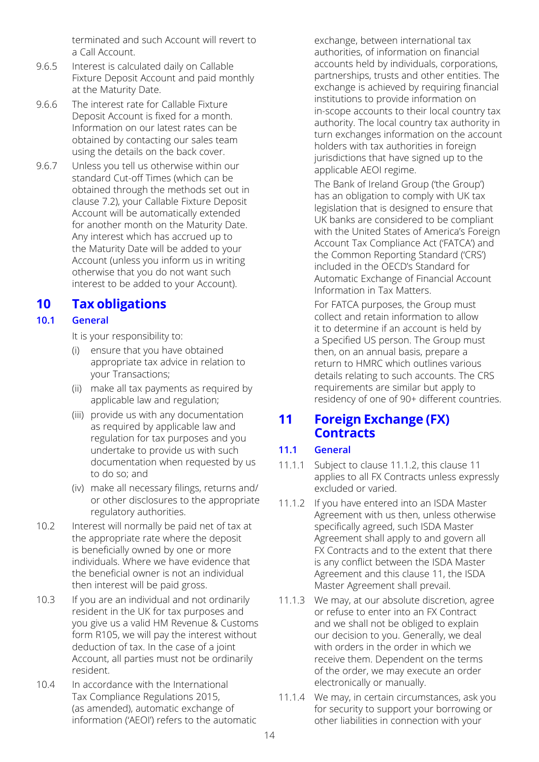terminated and such Account will revert to a Call Account.

9.6.5 Interest is calculated daily on Callable Fixture Deposit Account and paid monthly at the Maturity Date.

9.6.6 The interest rate for Callable Fixture Deposit Account is fixed for a month. Information on our latest rates can be obtained by contacting our sales team using the details on the back cover.

9.6.7 Unless you tell us otherwise within our standard Cut-off Times (which can be obtained through the methods set out in clause 7.2), your Callable Fixture Deposit Account will be automatically extended for another month on the Maturity Date. Any interest which has accrued up to the Maturity Date will be added to your Account (unless you inform us in writing otherwise that you do not want such interest to be added to your Account).

# 10 Tax obligations

## 10.1 General

It is your responsibility to:

(i) ensure that you have obtained appropriate tax advice in relation to your Transactions;

(ii) make all tax payments as required by applicable law and regulation;

(iii) provide us with any documentation as required by applicable law and regulation for tax purposes and you undertake to provide us with such documentation when requested by us to do so; and

(iv) make all necessary filings, returns and/or other disclosures to the appropriate regulatory authorities.

10.2 Interest will normally be paid net of tax at the appropriate rate where the deposit is beneficially owned by one or more individuals. Where we have evidence that the beneficial owner is not an individual then interest will be paid gross.

10.3 If you are an individual and not ordinarily resident in the UK for tax purposes and you give us a valid HM Revenue & Customs form R105, we will pay the interest without deduction of tax. In the case of a joint Account, all parties must not be ordinarily resident.

10.4 In accordance with the International Tax Compliance Regulations 2015, (as amended), automatic exchange of information ('AEOI') refers to the automatic exchange, between international tax authorities, of information on financial accounts held by individuals, corporations, partnerships, trusts and other entities. The exchange is achieved by requiring financial institutions to provide information on in-scope accounts to their local country tax authority. The local country tax authority in turn exchanges information on the account holders with tax authorities in foreign jurisdictions that have signed up to the applicable AEOI regime.

The Bank of Ireland Group ('the Group') has an obligation to comply with UK tax legislation that is designed to ensure that UK banks are considered to be compliant with the United States of America's Foreign Account Tax Compliance Act ('FATCA') and the Common Reporting Standard ('CRS') included in the OECD's Standard for Automatic Exchange of Financial Account Information in Tax Matters.

For FATCA purposes, the Group must collect and retain information to allow it to determine if an account is held by a Specified US person. The Group must then, on an annual basis, prepare a return to HMRC which outlines various details relating to such accounts. The CRS requirements are similar but apply to residency of one of 90+ different countries.

# 11 Foreign Exchange (FX) Contracts

## 11.1 General

11.1.1 Subject to clause 11.1.2, this clause 11 applies to all FX Contracts unless expressly excluded or varied.

11.1.2 If you have entered into an ISDA Master Agreement with us then, unless otherwise specifically agreed, such ISDA Master Agreement shall apply to and govern all FX Contracts and to the extent that there is any conflict between the ISDA Master Agreement and this clause 11, the ISDA Master Agreement shall prevail.

11.1.3 We may, at our absolute discretion, agree or refuse to enter into an FX Contract and we shall not be obliged to explain our decision to you. Generally, we deal with orders in the order in which we receive them. Dependent on the terms of the order, we may execute an order electronically or manually.

11.1.4 We may, in certain circumstances, ask you for security to support your borrowing or other liabilities in connection with your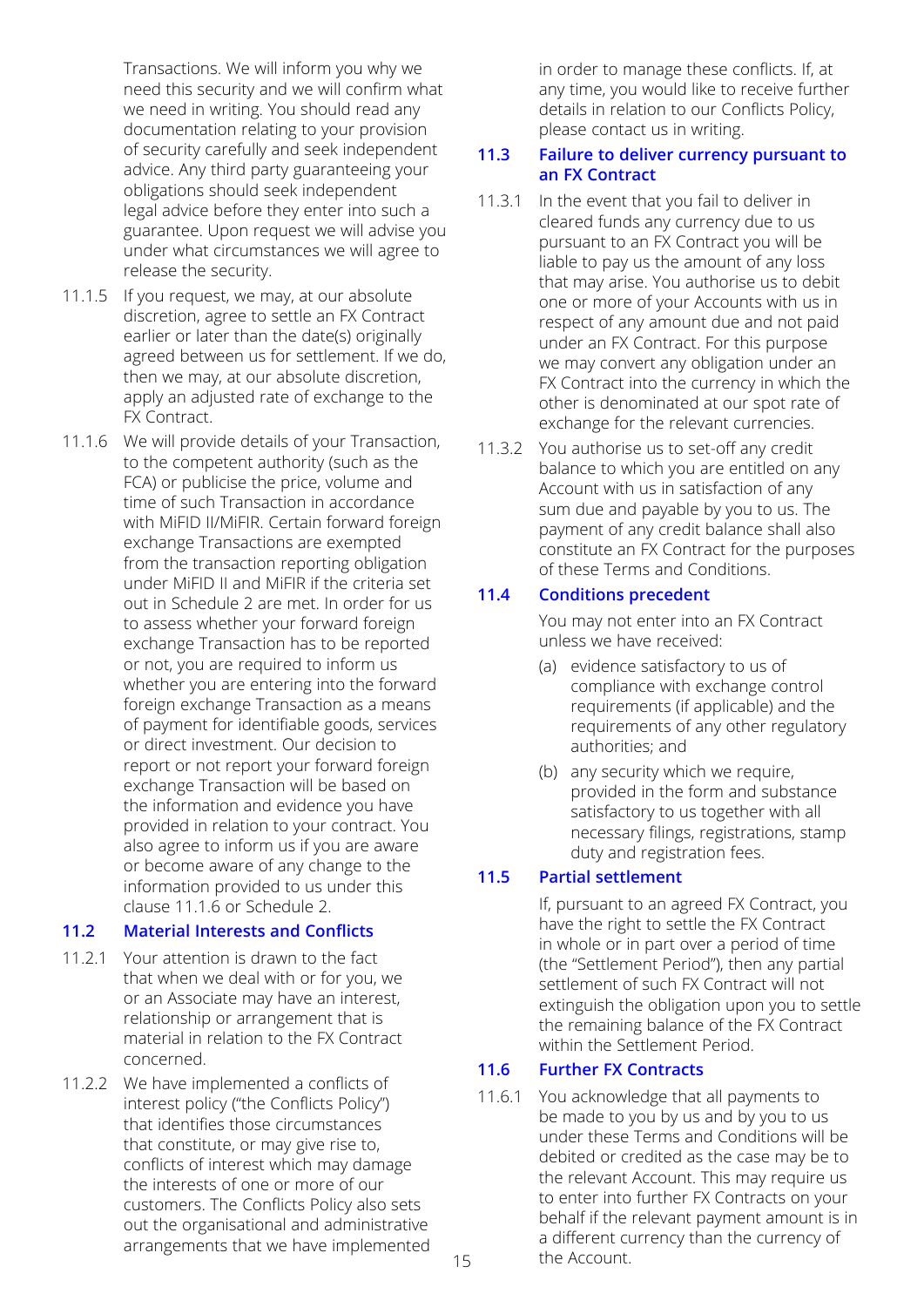Transactions. We will inform you why we need this security and we will confirm what we need in writing. You should read any documentation relating to your provision of security carefully and seek independent advice. Any third party guaranteeing your obligations should seek independent legal advice before they enter into such a guarantee. Upon request we will advise you under what circumstances we will agree to release the security.

11.1.5 If you request, we may, at our absolute discretion, agree to settle an FX Contract earlier or later than the date(s) originally agreed between us for settlement. If we do, then we may, at our absolute discretion, apply an adjusted rate of exchange to the FX Contract.

11.1.6 We will provide details of your Transaction, to the competent authority (such as the FCA) or publicise the price, volume and time of such Transaction in accordance with MiFID II/MiFIR. Certain forward foreign exchange Transactions are exempted from the transaction reporting obligation under MiFID II and MiFIR if the criteria set out in Schedule 2 are met. In order for us to assess whether your forward foreign exchange Transaction has to be reported or not, you are required to inform us whether you are entering into the forward foreign exchange Transaction as a means of payment for identifiable goods, services or direct investment. Our decision to report or not report your forward foreign exchange Transaction will be based on the information and evidence you have provided in relation to your contract. You also agree to inform us if you are aware or become aware of any change to the information provided to us under this clause 11.1.6 or Schedule 2.

### 11.2 Material Interests and Conflicts

11.2.1 Your attention is drawn to the fact that when we deal with or for you, we or an Associate may have an interest, relationship or arrangement that is material in relation to the FX Contract concerned.

11.2.2 We have implemented a conflicts of interest policy ("the Conflicts Policy") that identifies those circumstances that constitute, or may give rise to, conflicts of interest which may damage the interests of one or more of our customers. The Conflicts Policy also sets out the organisational and administrative arrangements that we have implemented in order to manage these conflicts. If, at any time, you would like to receive further details in relation to our Conflicts Policy, please contact us in writing.

### 11.3 Failure to deliver currency pursuant to an FX Contract

11.3.1 In the event that you fail to deliver in cleared funds any currency due to us pursuant to an FX Contract you will be liable to pay us the amount of any loss that may arise. You authorise us to debit one or more of your Accounts with us in respect of any amount due and not paid under an FX Contract. For this purpose we may convert any obligation under an FX Contract into the currency in which the other is denominated at our spot rate of exchange for the relevant currencies.

11.3.2 You authorise us to set-off any credit balance to which you are entitled on any Account with us in satisfaction of any sum due and payable by you to us. The payment of any credit balance shall also constitute an FX Contract for the purposes of these Terms and Conditions.

### 11.4 Conditions precedent

You may not enter into an FX Contract unless we have received:

(a) evidence satisfactory to us of compliance with exchange control requirements (if applicable) and the requirements of any other regulatory authorities; and

(b) any security which we require, provided in the form and substance satisfactory to us together with all necessary filings, registrations, stamp duty and registration fees.

### 11.5 Partial settlement

If, pursuant to an agreed FX Contract, you have the right to settle the FX Contract in whole or in part over a period of time (the "Settlement Period"), then any partial settlement of such FX Contract will not extinguish the obligation upon you to settle the remaining balance of the FX Contract within the Settlement Period.

### 11.6 Further FX Contracts

11.6.1 You acknowledge that all payments to be made to you by us and by you to us under these Terms and Conditions will be debited or credited as the case may be to the relevant Account. This may require us to enter into further FX Contracts on your behalf if the relevant payment amount is in a different currency than the currency of the Account.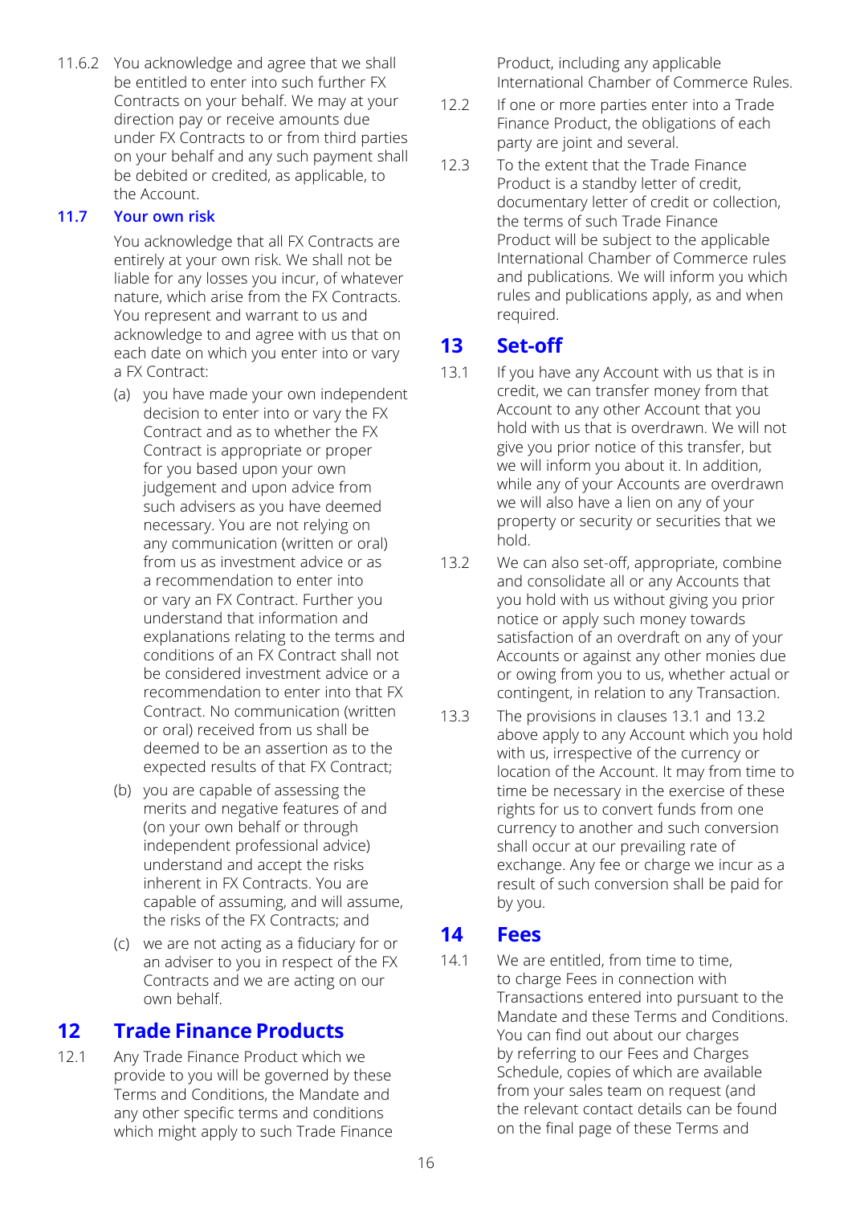11.6.2 You acknowledge and agree that we shall be entitled to enter into such further FX Contracts on your behalf. We may at your direction pay or receive amounts due under FX Contracts to or from third parties on your behalf and any such payment shall be debited or credited, as applicable, to the Account.

### 11.7 Your own risk

You acknowledge that all FX Contracts are entirely at your own risk. We shall not be liable for any losses you incur, of whatever nature, which arise from the FX Contracts. You represent and warrant to us and acknowledge to and agree with us that on each date on which you enter into or vary a FX Contract:

(a) you have made your own independent decision to enter into or vary the FX Contract and as to whether the FX Contract is appropriate or proper for you based upon your own judgement and upon advice from such advisers as you have deemed necessary. You are not relying on any communication (written or oral) from us as investment advice or as a recommendation to enter into or vary an FX Contract. Further you understand that information and explanations relating to the terms and conditions of an FX Contract shall not be considered investment advice or a recommendation to enter into that FX Contract. No communication (written or oral) received from us shall be deemed to be an assertion as to the expected results of that FX Contract;

(b) you are capable of assessing the merits and negative features of and (on your own behalf or through independent professional advice) understand and accept the risks inherent in FX Contracts. You are capable of assuming, and will assume, the risks of the FX Contracts; and

(c) we are not acting as a fiduciary for or an adviser to you in respect of the FX Contracts and we are acting on our own behalf.

## 12 Trade Finance Products

12.1 Any Trade Finance Product which we provide to you will be governed by these Terms and Conditions, the Mandate and any other specific terms and conditions which might apply to such Trade Finance Product, including any applicable International Chamber of Commerce Rules.

12.2 If one or more parties enter into a Trade Finance Product, the obligations of each party are joint and several.

12.3 To the extent that the Trade Finance Product is a standby letter of credit, documentary letter of credit or collection, the terms of such Trade Finance Product will be subject to the applicable International Chamber of Commerce rules and publications. We will inform you which rules and publications apply, as and when required.

## 13 Set-off

13.1 If you have any Account with us that is in credit, we can transfer money from that Account to any other Account that you hold with us that is overdrawn. We will not give you prior notice of this transfer, but we will inform you about it. In addition, while any of your Accounts are overdrawn we will also have a lien on any of your property or security or securities that we hold.

13.2 We can also set-off, appropriate, combine and consolidate all or any Accounts that you hold with us without giving you prior notice or apply such money towards satisfaction of an overdraft on any of your Accounts or against any other monies due or owing from you to us, whether actual or contingent, in relation to any Transaction.

13.3 The provisions in clauses 13.1 and 13.2 above apply to any Account which you hold with us, irrespective of the currency or location of the Account. It may from time to time be necessary in the exercise of these rights for us to convert funds from one currency to another and such conversion shall occur at our prevailing rate of exchange. Any fee or charge we incur as a result of such conversion shall be paid for by you.

## 14 Fees

14.1 We are entitled, from time to time, to charge Fees in connection with Transactions entered into pursuant to the Mandate and these Terms and Conditions. You can find out about our charges by referring to our Fees and Charges Schedule, copies of which are available from your sales team on request (and the relevant contact details can be found on the final page of these Terms and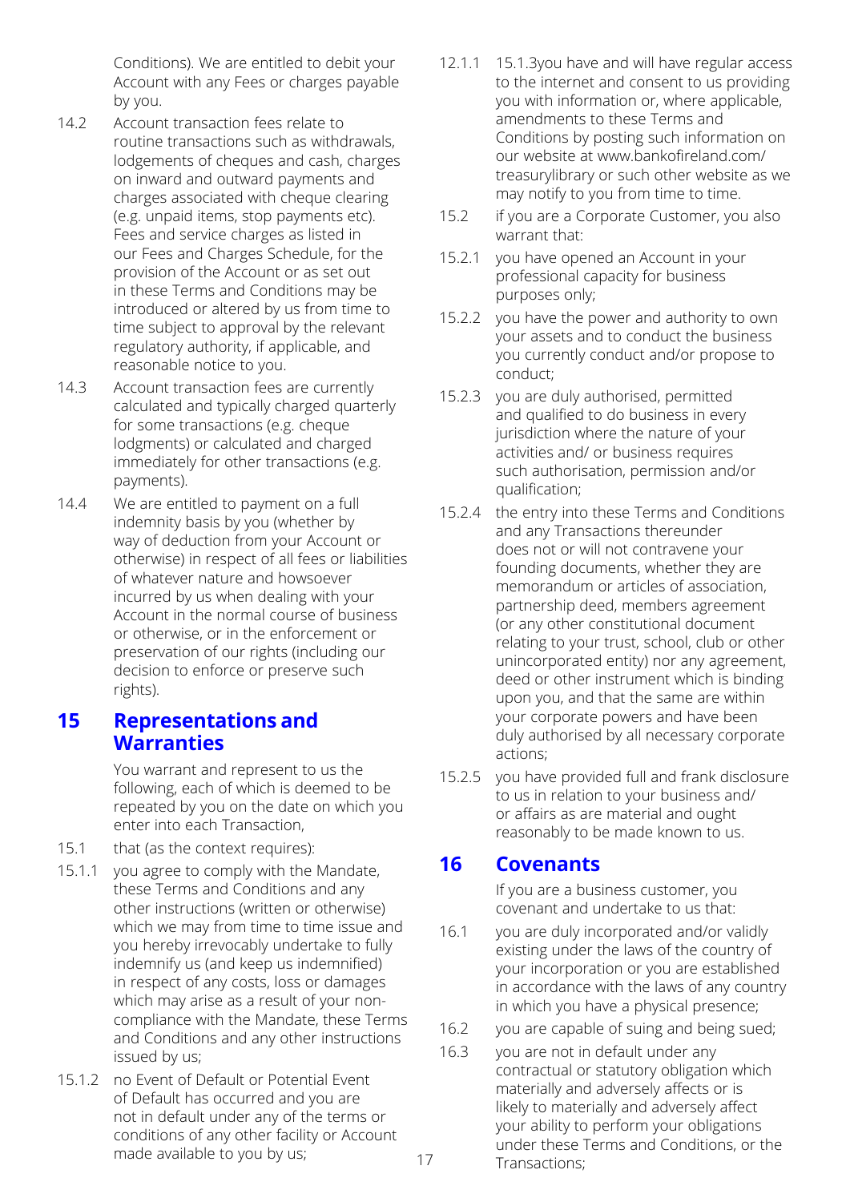Conditions). We are entitled to debit your Account with any Fees or charges payable by you.

14.2 Account transaction fees relate to routine transactions such as withdrawals, lodgements of cheques and cash, charges on inward and outward payments and charges associated with cheque clearing (e.g. unpaid items, stop payments etc). Fees and service charges as listed in our Fees and Charges Schedule, for the provision of the Account or as set out in these Terms and Conditions may be introduced or altered by us from time to time subject to approval by the relevant regulatory authority, if applicable, and reasonable notice to you.

14.3 Account transaction fees are currently calculated and typically charged quarterly for some transactions (e.g. cheque lodgments) or calculated and charged immediately for other transactions (e.g. payments).

14.4 We are entitled to payment on a full indemnity basis by you (whether by way of deduction from your Account or otherwise) in respect of all fees or liabilities of whatever nature and howsoever incurred by us when dealing with your Account in the normal course of business or otherwise, or in the enforcement or preservation of our rights (including our decision to enforce or preserve such rights).

## 15 Representations and Warranties

You warrant and represent to us the following, each of which is deemed to be repeated by you on the date on which you enter into each Transaction,

15.1 that (as the context requires):

15.1.1 you agree to comply with the Mandate, these Terms and Conditions and any other instructions (written or otherwise) which we may from time to time issue and you hereby irrevocably undertake to fully indemnify us (and keep us indemnified) in respect of any costs, loss or damages which may arise as a result of your non-compliance with the Mandate, these Terms and Conditions and any other instructions issued by us;

15.1.2 no Event of Default or Potential Event of Default has occurred and you are not in default under any of the terms or conditions of any other facility or Account made available to you by us;

12.1.1 15.1.3you have and will have regular access to the internet and consent to us providing you with information or, where applicable, amendments to these Terms and Conditions by posting such information on our website at www.bankofireland.com/treasurylibrary or such other website as we may notify to you from time to time.

15.2 if you are a Corporate Customer, you also warrant that:

15.2.1 you have opened an Account in your professional capacity for business purposes only;

15.2.2 you have the power and authority to own your assets and to conduct the business you currently conduct and/or propose to conduct;

15.2.3 you are duly authorised, permitted and qualified to do business in every jurisdiction where the nature of your activities and/ or business requires such authorisation, permission and/or qualification;

15.2.4 the entry into these Terms and Conditions and any Transactions thereunder does not or will not contravene your founding documents, whether they are memorandum or articles of association, partnership deed, members agreement (or any other constitutional document relating to your trust, school, club or other unincorporated entity) nor any agreement, deed or other instrument which is binding upon you, and that the same are within your corporate powers and have been duly authorised by all necessary corporate actions;

15.2.5 you have provided full and frank disclosure to us in relation to your business and/ or affairs as are material and ought reasonably to be made known to us.

## 16 Covenants

If you are a business customer, you covenant and undertake to us that:

16.1 you are duly incorporated and/or validly existing under the laws of the country of your incorporation or you are established in accordance with the laws of any country in which you have a physical presence;

16.2 you are capable of suing and being sued;

16.3 you are not in default under any contractual or statutory obligation which materially and adversely affects or is likely to materially and adversely affect your ability to perform your obligations under these Terms and Conditions, or the Transactions;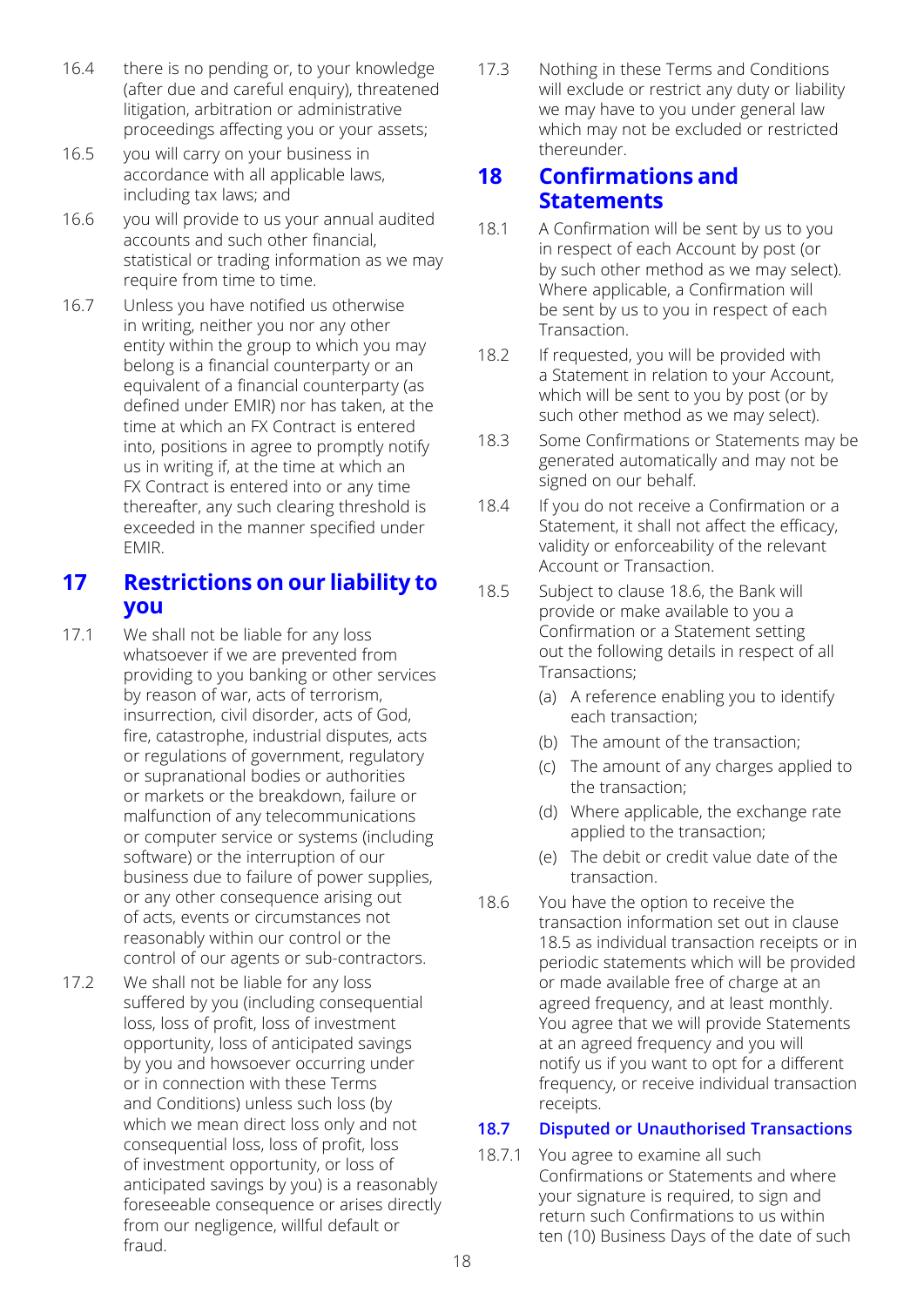16.4 there is no pending or, to your knowledge (after due and careful enquiry), threatened litigation, arbitration or administrative proceedings affecting you or your assets;

16.5 you will carry on your business in accordance with all applicable laws, including tax laws; and

16.6 you will provide to us your annual audited accounts and such other financial, statistical or trading information as we may require from time to time.

16.7 Unless you have notified us otherwise in writing, neither you nor any other entity within the group to which you may belong is a financial counterparty or an equivalent of a financial counterparty (as defined under EMIR) nor has taken, at the time at which an FX Contract is entered into, positions in agree to promptly notify us in writing if, at the time at which an FX Contract is entered into or any time thereafter, any such clearing threshold is exceeded in the manner specified under EMIR.

## 17 Restrictions on our liability to you

17.1 We shall not be liable for any loss whatsoever if we are prevented from providing to you banking or other services by reason of war, acts of terrorism, insurrection, civil disorder, acts of God, fire, catastrophe, industrial disputes, acts or regulations of government, regulatory or supranational bodies or authorities or markets or the breakdown, failure or malfunction of any telecommunications or computer service or systems (including software) or the interruption of our business due to failure of power supplies, or any other consequence arising out of acts, events or circumstances not reasonably within our control or the control of our agents or sub-contractors.

17.2 We shall not be liable for any loss suffered by you (including consequential loss, loss of profit, loss of investment opportunity, loss of anticipated savings by you and howsoever occurring under or in connection with these Terms and Conditions) unless such loss (by which we mean direct loss only and not consequential loss, loss of profit, loss of investment opportunity, or loss of anticipated savings by you) is a reasonably foreseeable consequence or arises directly from our negligence, willful default or fraud.

17.3 Nothing in these Terms and Conditions will exclude or restrict any duty or liability we may have to you under general law which may not be excluded or restricted thereunder.

## 18 Confirmations and Statements

18.1 A Confirmation will be sent by us to you in respect of each Account by post (or by such other method as we may select). Where applicable, a Confirmation will be sent by us to you in respect of each Transaction.

18.2 If requested, you will be provided with a Statement in relation to your Account, which will be sent to you by post (or by such other method as we may select).

18.3 Some Confirmations or Statements may be generated automatically and may not be signed on our behalf.

18.4 If you do not receive a Confirmation or a Statement, it shall not affect the efficacy, validity or enforceability of the relevant Account or Transaction.

18.5 Subject to clause 18.6, the Bank will provide or make available to you a Confirmation or a Statement setting out the following details in respect of all Transactions;

(a) A reference enabling you to identify each transaction;

(b) The amount of the transaction;

(c) The amount of any charges applied to the transaction;

(d) Where applicable, the exchange rate applied to the transaction;

(e) The debit or credit value date of the transaction.

18.6 You have the option to receive the transaction information set out in clause 18.5 as individual transaction receipts or in periodic statements which will be provided or made available free of charge at an agreed frequency, and at least monthly. You agree that we will provide Statements at an agreed frequency and you will notify us if you want to opt for a different frequency, or receive individual transaction receipts.

### 18.7 Disputed or Unauthorised Transactions

18.7.1 You agree to examine all such Confirmations or Statements and where your signature is required, to sign and return such Confirmations to us within ten (10) Business Days of the date of such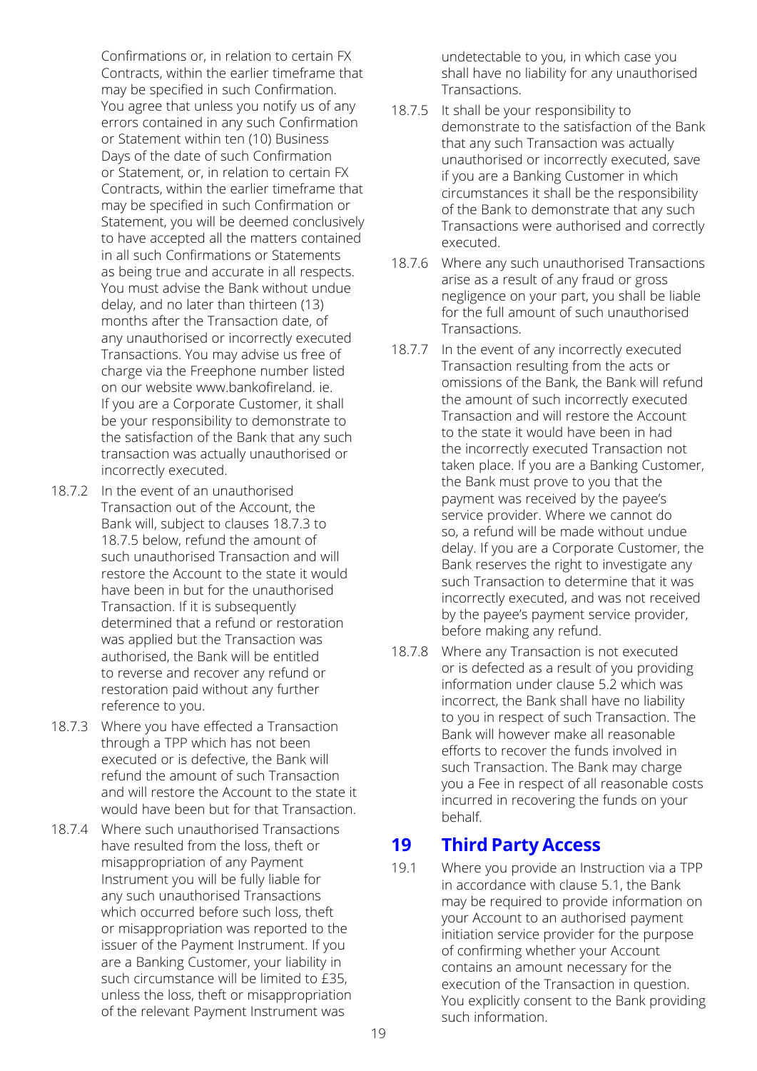Confirmations or, in relation to certain FX Contracts, within the earlier timeframe that may be specified in such Confirmation. You agree that unless you notify us of any errors contained in any such Confirmation or Statement within ten (10) Business Days of the date of such Confirmation or Statement, or, in relation to certain FX Contracts, within the earlier timeframe that may be specified in such Confirmation or Statement, you will be deemed conclusively to have accepted all the matters contained in all such Confirmations or Statements as being true and accurate in all respects. You must advise the Bank without undue delay, and no later than thirteen (13) months after the Transaction date, of any unauthorised or incorrectly executed Transactions. You may advise us free of charge via the Freephone number listed on our website www.bankofireland. ie. If you are a Corporate Customer, it shall be your responsibility to demonstrate to the satisfaction of the Bank that any such transaction was actually unauthorised or incorrectly executed.

18.7.2 In the event of an unauthorised Transaction out of the Account, the Bank will, subject to clauses 18.7.3 to 18.7.5 below, refund the amount of such unauthorised Transaction and will restore the Account to the state it would have been in but for the unauthorised Transaction. If it is subsequently determined that a refund or restoration was applied but the Transaction was authorised, the Bank will be entitled to reverse and recover any refund or restoration paid without any further reference to you.

18.7.3 Where you have effected a Transaction through a TPP which has not been executed or is defective, the Bank will refund the amount of such Transaction and will restore the Account to the state it would have been but for that Transaction.

18.7.4 Where such unauthorised Transactions have resulted from the loss, theft or misappropriation of any Payment Instrument you will be fully liable for any such unauthorised Transactions which occurred before such loss, theft or misappropriation was reported to the issuer of the Payment Instrument. If you are a Banking Customer, your liability in such circumstance will be limited to £35, unless the loss, theft or misappropriation of the relevant Payment Instrument was undetectable to you, in which case you shall have no liability for any unauthorised Transactions.

18.7.5 It shall be your responsibility to demonstrate to the satisfaction of the Bank that any such Transaction was actually unauthorised or incorrectly executed, save if you are a Banking Customer in which circumstances it shall be the responsibility of the Bank to demonstrate that any such Transactions were authorised and correctly executed.

18.7.6 Where any such unauthorised Transactions arise as a result of any fraud or gross negligence on your part, you shall be liable for the full amount of such unauthorised Transactions.

18.7.7 In the event of any incorrectly executed Transaction resulting from the acts or omissions of the Bank, the Bank will refund the amount of such incorrectly executed Transaction and will restore the Account to the state it would have been in had the incorrectly executed Transaction not taken place. If you are a Banking Customer, the Bank must prove to you that the payment was received by the payee's service provider. Where we cannot do so, a refund will be made without undue delay. If you are a Corporate Customer, the Bank reserves the right to investigate any such Transaction to determine that it was incorrectly executed, and was not received by the payee's payment service provider, before making any refund.

18.7.8 Where any Transaction is not executed or is defected as a result of you providing information under clause 5.2 which was incorrect, the Bank shall have no liability to you in respect of such Transaction. The Bank will however make all reasonable efforts to recover the funds involved in such Transaction. The Bank may charge you a Fee in respect of all reasonable costs incurred in recovering the funds on your behalf.

## 19 Third Party Access

19.1 Where you provide an Instruction via a TPP in accordance with clause 5.1, the Bank may be required to provide information on your Account to an authorised payment initiation service provider for the purpose of confirming whether your Account contains an amount necessary for the execution of the Transaction in question. You explicitly consent to the Bank providing such information.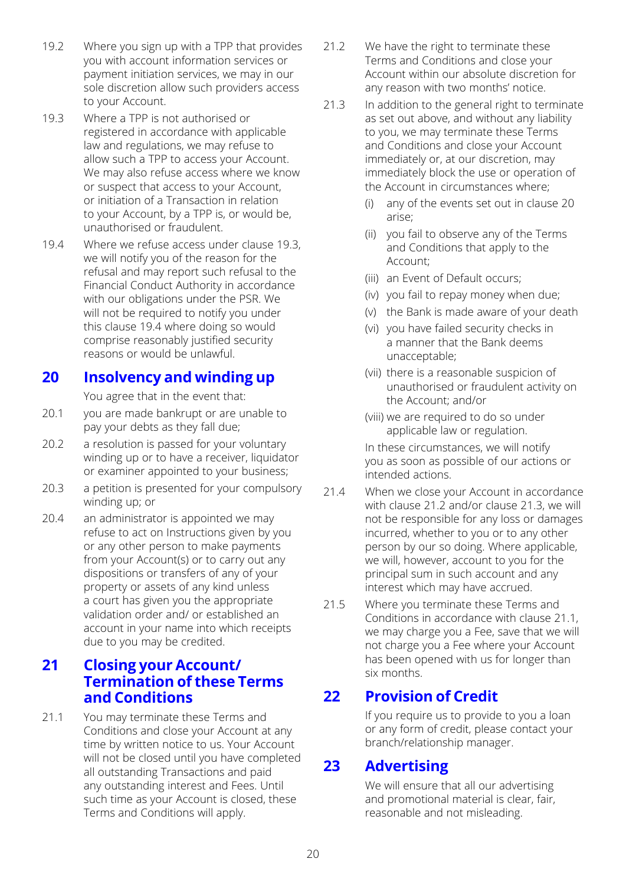19.2 Where you sign up with a TPP that provides you with account information services or payment initiation services, we may in our sole discretion allow such providers access to your Account.

19.3 Where a TPP is not authorised or registered in accordance with applicable law and regulations, we may refuse to allow such a TPP to access your Account. We may also refuse access where we know or suspect that access to your Account, or initiation of a Transaction in relation to your Account, by a TPP is, or would be, unauthorised or fraudulent.

19.4 Where we refuse access under clause 19.3, we will notify you of the reason for the refusal and may report such refusal to the Financial Conduct Authority in accordance with our obligations under the PSR. We will not be required to notify you under this clause 19.4 where doing so would comprise reasonably justified security reasons or would be unlawful.

## 20 Insolvency and winding up

You agree that in the event that:

20.1 you are made bankrupt or are unable to pay your debts as they fall due;

20.2 a resolution is passed for your voluntary winding up or to have a receiver, liquidator or examiner appointed to your business;

20.3 a petition is presented for your compulsory winding up; or

20.4 an administrator is appointed we may refuse to act on Instructions given by you or any other person to make payments from your Account(s) or to carry out any dispositions or transfers of any of your property or assets of any kind unless a court has given you the appropriate validation order and/ or established an account in your name into which receipts due to you may be credited.

## 21 Closing your Account/ Termination of these Terms and Conditions

21.1 You may terminate these Terms and Conditions and close your Account at any time by written notice to us. Your Account will not be closed until you have completed all outstanding Transactions and paid any outstanding interest and Fees. Until such time as your Account is closed, these Terms and Conditions will apply.

21.2 We have the right to terminate these Terms and Conditions and close your Account within our absolute discretion for any reason with two months' notice.

21.3 In addition to the general right to terminate as set out above, and without any liability to you, we may terminate these Terms and Conditions and close your Account immediately or, at our discretion, may immediately block the use or operation of the Account in circumstances where;

(i) any of the events set out in clause 20 arise;

(ii) you fail to observe any of the Terms and Conditions that apply to the Account;

(iii) an Event of Default occurs;

(iv) you fail to repay money when due;

(v) the Bank is made aware of your death

(vi) you have failed security checks in a manner that the Bank deems unacceptable;

(vii) there is a reasonable suspicion of unauthorised or fraudulent activity on the Account; and/or

(viii) we are required to do so under applicable law or regulation.

In these circumstances, we will notify you as soon as possible of our actions or intended actions.

21.4 When we close your Account in accordance with clause 21.2 and/or clause 21.3, we will not be responsible for any loss or damages incurred, whether to you or to any other person by our so doing. Where applicable, we will, however, account to you for the principal sum in such account and any interest which may have accrued.

21.5 Where you terminate these Terms and Conditions in accordance with clause 21.1, we may charge you a Fee, save that we will not charge you a Fee where your Account has been opened with us for longer than six months.

## 22 Provision of Credit

If you require us to provide to you a loan or any form of credit, please contact your branch/relationship manager.

## 23 Advertising

We will ensure that all our advertising and promotional material is clear, fair, reasonable and not misleading.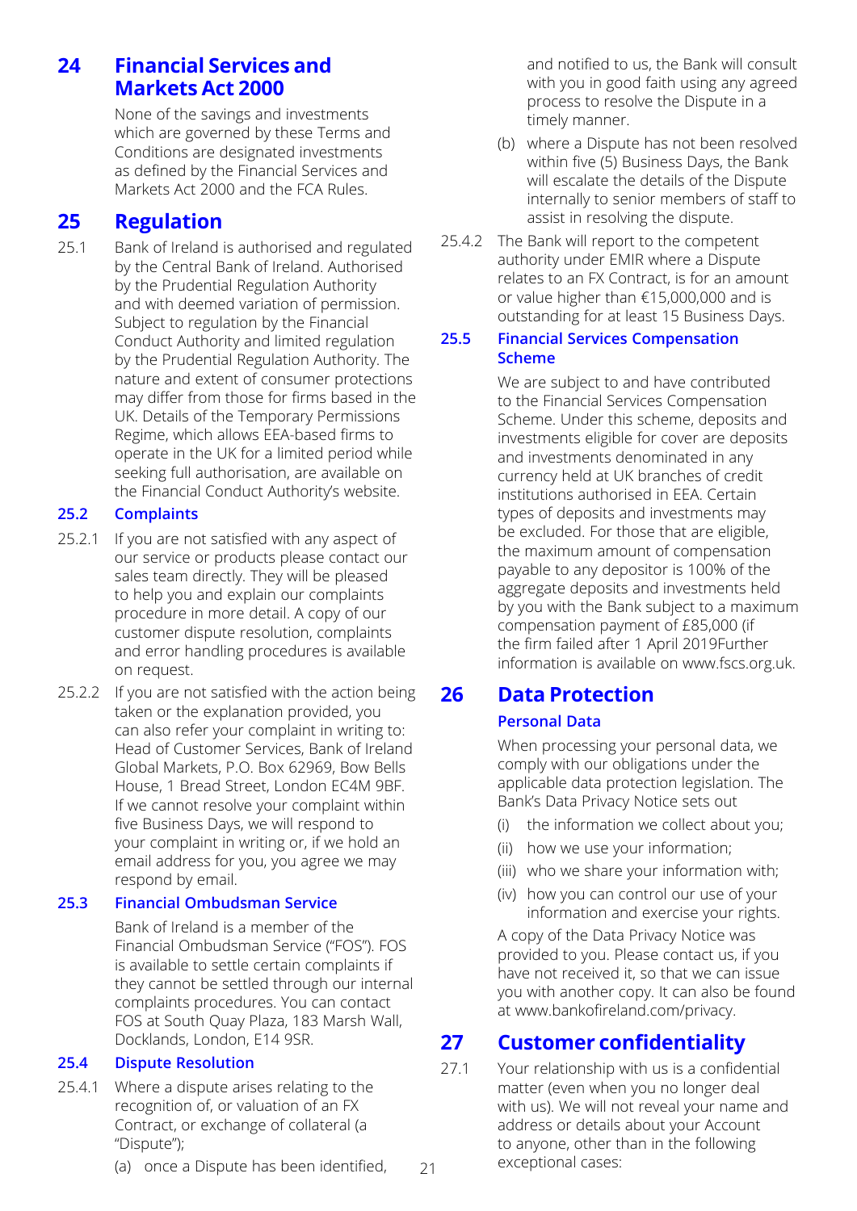## 24 Financial Services and Markets Act 2000

None of the savings and investments which are governed by these Terms and Conditions are designated investments as defined by the Financial Services and Markets Act 2000 and the FCA Rules.

## 25 Regulation

25.1 Bank of Ireland is authorised and regulated by the Central Bank of Ireland. Authorised by the Prudential Regulation Authority and with deemed variation of permission. Subject to regulation by the Financial Conduct Authority and limited regulation by the Prudential Regulation Authority. The nature and extent of consumer protections may differ from those for firms based in the UK. Details of the Temporary Permissions Regime, which allows EEA-based firms to operate in the UK for a limited period while seeking full authorisation, are available on the Financial Conduct Authority's website.

### 25.2 Complaints

25.2.1 If you are not satisfied with any aspect of our service or products please contact our sales team directly. They will be pleased to help you and explain our complaints procedure in more detail. A copy of our customer dispute resolution, complaints and error handling procedures is available on request.

25.2.2 If you are not satisfied with the action being taken or the explanation provided, you can also refer your complaint in writing to: Head of Customer Services, Bank of Ireland Global Markets, P.O. Box 62969, Bow Bells House, 1 Bread Street, London EC4M 9BF. If we cannot resolve your complaint within five Business Days, we will respond to your complaint in writing or, if we hold an email address for you, you agree we may respond by email.

### 25.3 Financial Ombudsman Service

Bank of Ireland is a member of the Financial Ombudsman Service ("FOS"). FOS is available to settle certain complaints if they cannot be settled through our internal complaints procedures. You can contact FOS at South Quay Plaza, 183 Marsh Wall, Docklands, London, E14 9SR.

### 25.4 Dispute Resolution

25.4.1 Where a dispute arises relating to the recognition of, or valuation of an FX Contract, or exchange of collateral (a "Dispute");

(a) once a Dispute has been identified, and notified to us, the Bank will consult with you in good faith using any agreed process to resolve the Dispute in a timely manner.

(b) where a Dispute has not been resolved within five (5) Business Days, the Bank will escalate the details of the Dispute internally to senior members of staff to assist in resolving the dispute.

25.4.2 The Bank will report to the competent authority under EMIR where a Dispute relates to an FX Contract, is for an amount or value higher than €15,000,000 and is outstanding for at least 15 Business Days.

### 25.5 Financial Services Compensation Scheme

We are subject to and have contributed to the Financial Services Compensation Scheme. Under this scheme, deposits and investments eligible for cover are deposits and investments denominated in any currency held at UK branches of credit institutions authorised in EEA. Certain types of deposits and investments may be excluded. For those that are eligible, the maximum amount of compensation payable to any depositor is 100% of the aggregate deposits and investments held by you with the Bank subject to a maximum compensation payment of £85,000 (if the firm failed after 1 April 2019Further information is available on www.fscs.org.uk.

## 26 Data Protection

### Personal Data

When processing your personal data, we comply with our obligations under the applicable data protection legislation. The Bank's Data Privacy Notice sets out

(i) the information we collect about you;

(ii) how we use your information;

(iii) who we share your information with;

(iv) how you can control our use of your information and exercise your rights.

A copy of the Data Privacy Notice was provided to you. Please contact us, if you have not received it, so that we can issue you with another copy. It can also be found at www.bankofireland.com/privacy.

## 27 Customer confidentiality

27.1 Your relationship with us is a confidential matter (even when you no longer deal with us). We will not reveal your name and address or details about your Account to anyone, other than in the following exceptional cases: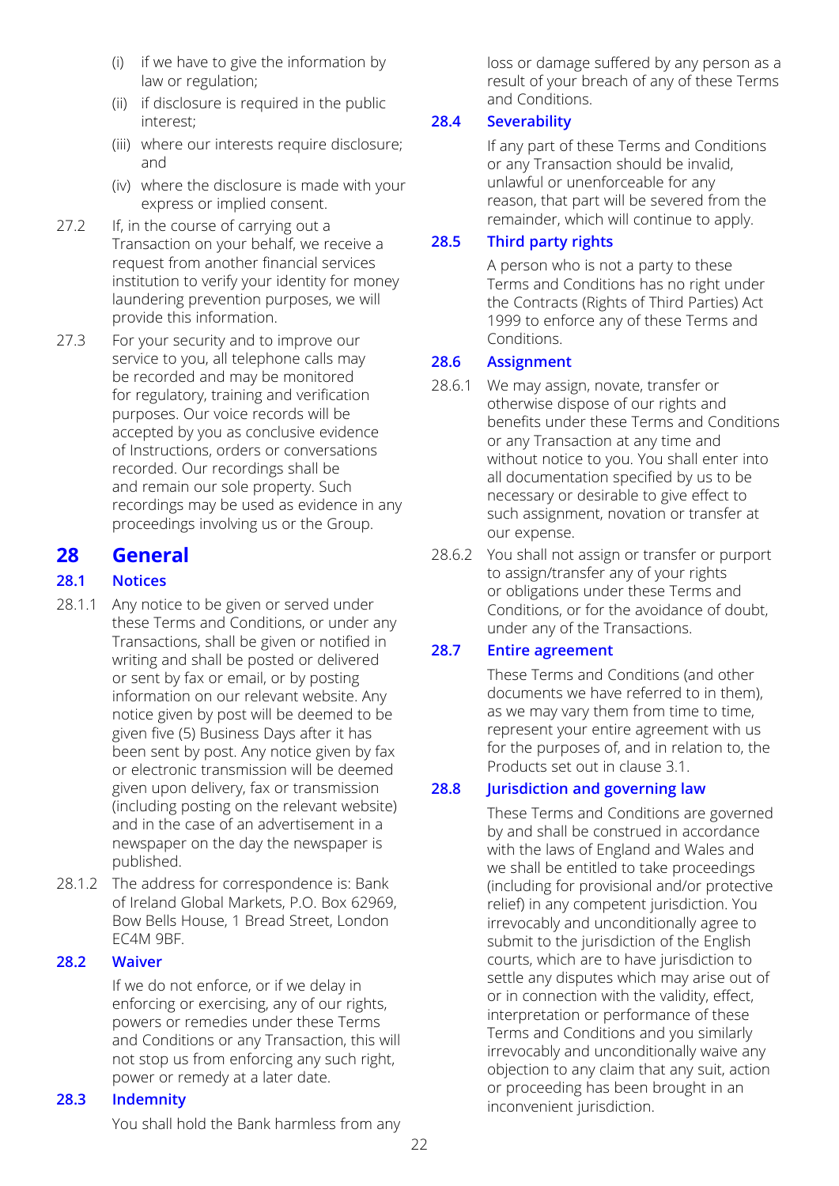(i) if we have to give the information by law or regulation;

(ii) if disclosure is required in the public interest;

(iii) where our interests require disclosure; and

(iv) where the disclosure is made with your express or implied consent.

27.2 If, in the course of carrying out a Transaction on your behalf, we receive a request from another financial services institution to verify your identity for money laundering prevention purposes, we will provide this information.

27.3 For your security and to improve our service to you, all telephone calls may be recorded and may be monitored for regulatory, training and verification purposes. Our voice records will be accepted by you as conclusive evidence of Instructions, orders or conversations recorded. Our recordings shall be and remain our sole property. Such recordings may be used as evidence in any proceedings involving us or the Group.

# 28 General

## 28.1 Notices

28.1.1 Any notice to be given or served under these Terms and Conditions, or under any Transactions, shall be given or notified in writing and shall be posted or delivered or sent by fax or email, or by posting information on our relevant website. Any notice given by post will be deemed to be given five (5) Business Days after it has been sent by post. Any notice given by fax or electronic transmission will be deemed given upon delivery, fax or transmission (including posting on the relevant website) and in the case of an advertisement in a newspaper on the day the newspaper is published.

28.1.2 The address for correspondence is: Bank of Ireland Global Markets, P.O. Box 62969, Bow Bells House, 1 Bread Street, London EC4M 9BF.

## 28.2 Waiver

If we do not enforce, or if we delay in enforcing or exercising, any of our rights, powers or remedies under these Terms and Conditions or any Transaction, this will not stop us from enforcing any such right, power or remedy at a later date.

## 28.3 Indemnity

You shall hold the Bank harmless from any loss or damage suffered by any person as a result of your breach of any of these Terms and Conditions.

## 28.4 Severability

If any part of these Terms and Conditions or any Transaction should be invalid, unlawful or unenforceable for any reason, that part will be severed from the remainder, which will continue to apply.

## 28.5 Third party rights

A person who is not a party to these Terms and Conditions has no right under the Contracts (Rights of Third Parties) Act 1999 to enforce any of these Terms and Conditions.

## 28.6 Assignment

28.6.1 We may assign, novate, transfer or otherwise dispose of our rights and benefits under these Terms and Conditions or any Transaction at any time and without notice to you. You shall enter into all documentation specified by us to be necessary or desirable to give effect to such assignment, novation or transfer at our expense.

28.6.2 You shall not assign or transfer or purport to assign/transfer any of your rights or obligations under these Terms and Conditions, or for the avoidance of doubt, under any of the Transactions.

## 28.7 Entire agreement

These Terms and Conditions (and other documents we have referred to in them), as we may vary them from time to time, represent your entire agreement with us for the purposes of, and in relation to, the Products set out in clause 3.1.

## 28.8 Jurisdiction and governing law

These Terms and Conditions are governed by and shall be construed in accordance with the laws of England and Wales and we shall be entitled to take proceedings (including for provisional and/or protective relief) in any competent jurisdiction. You irrevocably and unconditionally agree to submit to the jurisdiction of the English courts, which are to have jurisdiction to settle any disputes which may arise out of or in connection with the validity, effect, interpretation or performance of these Terms and Conditions and you similarly irrevocably and unconditionally waive any objection to any claim that any suit, action or proceeding has been brought in an inconvenient jurisdiction.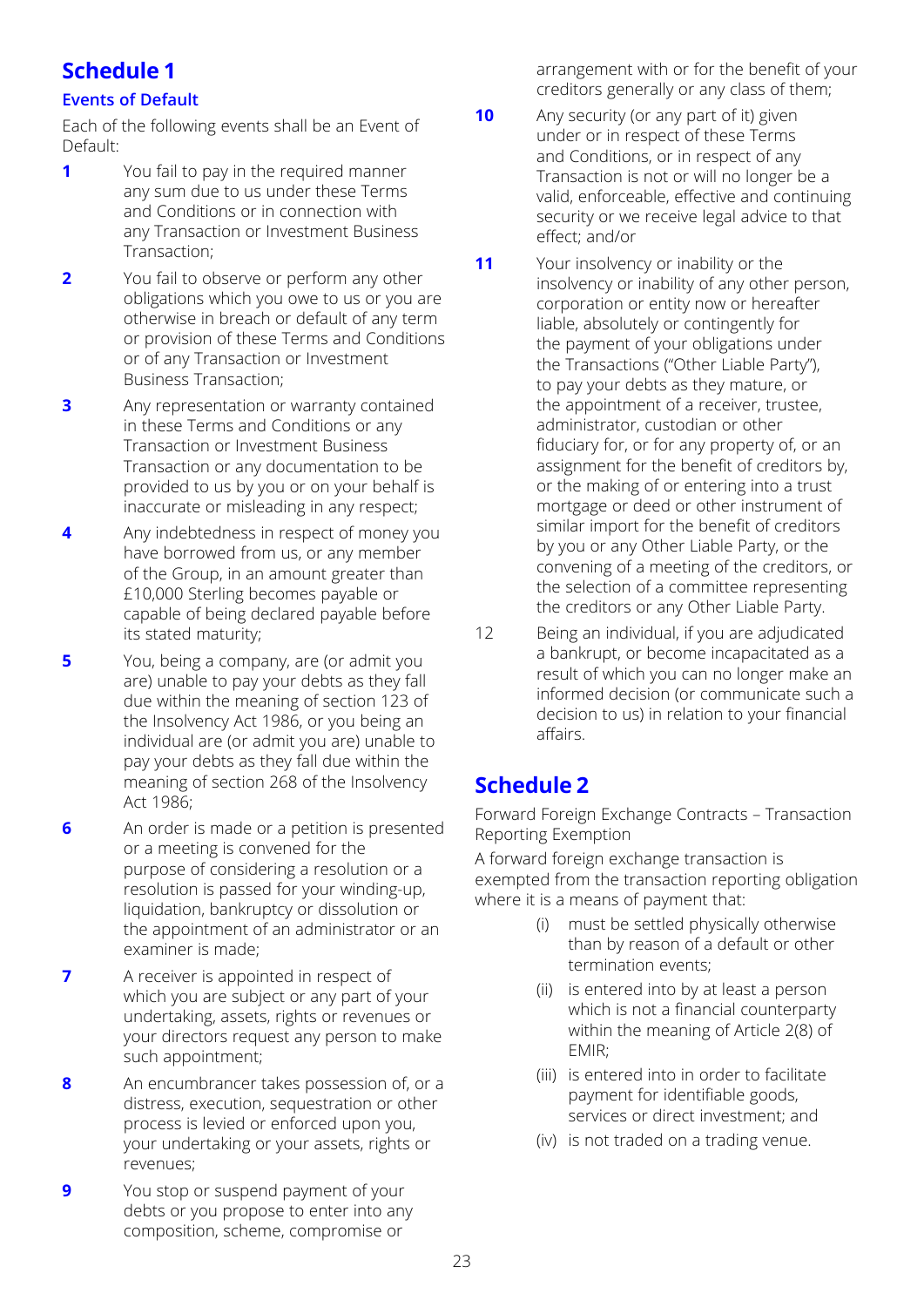## Schedule 1

### Events of Default

Each of the following events shall be an Event of Default:

**1** You fail to pay in the required manner any sum due to us under these Terms and Conditions or in connection with any Transaction or Investment Business Transaction;

**2** You fail to observe or perform any other obligations which you owe to us or you are otherwise in breach or default of any term or provision of these Terms and Conditions or of any Transaction or Investment Business Transaction;

**3** Any representation or warranty contained in these Terms and Conditions or any Transaction or Investment Business Transaction or any documentation to be provided to us by you or on your behalf is inaccurate or misleading in any respect;

**4** Any indebtedness in respect of money you have borrowed from us, or any member of the Group, in an amount greater than £10,000 Sterling becomes payable or capable of being declared payable before its stated maturity;

**5** You, being a company, are (or admit you are) unable to pay your debts as they fall due within the meaning of section 123 of the Insolvency Act 1986, or you being an individual are (or admit you are) unable to pay your debts as they fall due within the meaning of section 268 of the Insolvency Act 1986;

**6** An order is made or a petition is presented or a meeting is convened for the purpose of considering a resolution or a resolution is passed for your winding-up, liquidation, bankruptcy or dissolution or the appointment of an administrator or an examiner is made;

**7** A receiver is appointed in respect of which you are subject or any part of your undertaking, assets, rights or revenues or your directors request any person to make such appointment;

**8** An encumbrancer takes possession of, or a distress, execution, sequestration or other process is levied or enforced upon you, your undertaking or your assets, rights or revenues;

**9** You stop or suspend payment of your debts or you propose to enter into any composition, scheme, compromise or arrangement with or for the benefit of your creditors generally or any class of them;

**10** Any security (or any part of it) given under or in respect of these Terms and Conditions, or in respect of any Transaction is not or will no longer be a valid, enforceable, effective and continuing security or we receive legal advice to that effect; and/or

**11** Your insolvency or inability or the insolvency or inability of any other person, corporation or entity now or hereafter liable, absolutely or contingently for the payment of your obligations under the Transactions ("Other Liable Party"), to pay your debts as they mature, or the appointment of a receiver, trustee, administrator, custodian or other fiduciary for, or for any property of, or an assignment for the benefit of creditors by, or the making of or entering into a trust mortgage or deed or other instrument of similar import for the benefit of creditors by you or any Other Liable Party, or the convening of a meeting of the creditors, or the selection of a committee representing the creditors or any Other Liable Party.

12 Being an individual, if you are adjudicated a bankrupt, or become incapacitated as a result of which you can no longer make an informed decision (or communicate such a decision to us) in relation to your financial affairs.

## Schedule 2

Forward Foreign Exchange Contracts – Transaction Reporting Exemption

A forward foreign exchange transaction is exempted from the transaction reporting obligation where it is a means of payment that:

(i) must be settled physically otherwise than by reason of a default or other termination events;

(ii) is entered into by at least a person which is not a financial counterparty within the meaning of Article 2(8) of EMIR;

(iii) is entered into in order to facilitate payment for identifiable goods, services or direct investment; and

(iv) is not traded on a trading venue.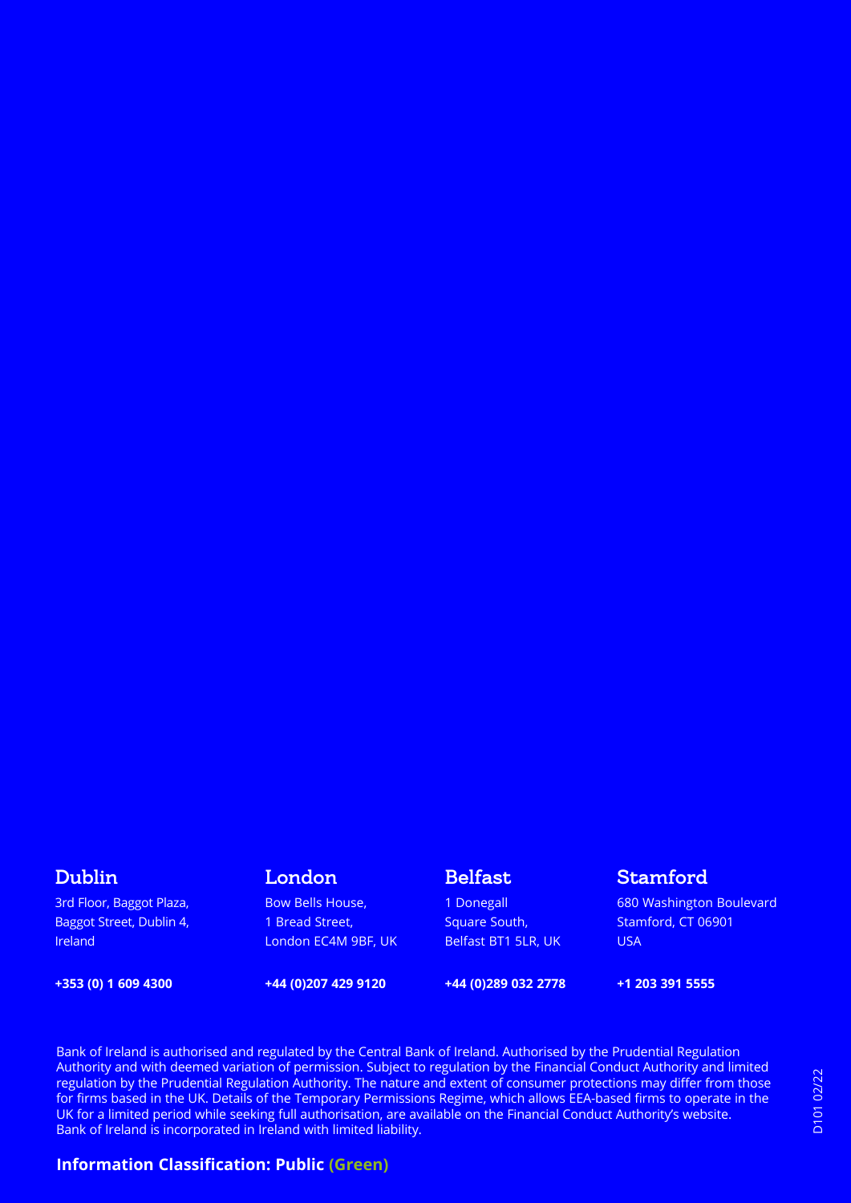### Dublin

3rd Floor, Baggot Plaza,
Baggot Street, Dublin 4,
Ireland

**+353 (0) 1 609 4300**

### London

Bow Bells House,
1 Bread Street,
London EC4M 9BF, UK

**+44 (0)207 429 9120**

### Belfast

1 Donegall
Square South,
Belfast BT1 5LR, UK

**+44 (0)289 032 2778**

### Stamford

680 Washington Boulevard
Stamford, CT 06901
USA

**+1 203 391 5555**

Bank of Ireland is authorised and regulated by the Central Bank of Ireland. Authorised by the Prudential Regulation Authority and with deemed variation of permission. Subject to regulation by the Financial Conduct Authority and limited regulation by the Prudential Regulation Authority. The nature and extent of consumer protections may differ from those for firms based in the UK. Details of the Temporary Permissions Regime, which allows EEA-based firms to operate in the UK for a limited period while seeking full authorisation, are available on the Financial Conduct Authority's website. Bank of Ireland is incorporated in Ireland with limited liability.

D101 02/22

**Information Classification: Public (Green)**